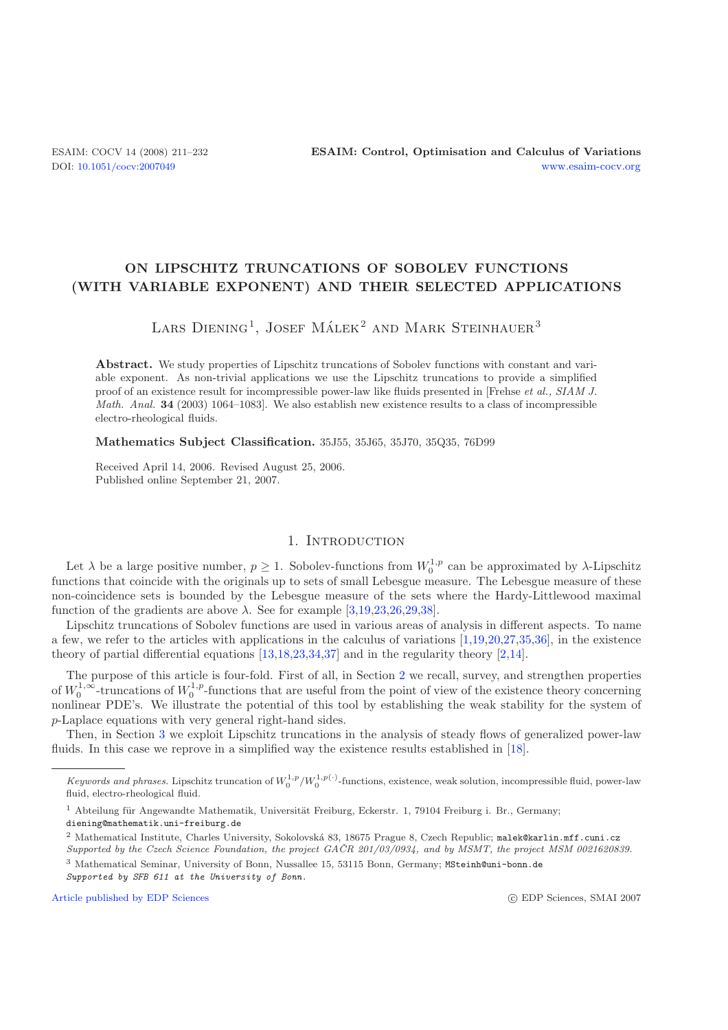# ON LIPSCHITZ TRUNCATIONS OF SOBOLEV FUNCTIONS (WITH VARIABLE EXPONENT) AND THEIR SELECTED APPLICATIONS

Lars Diening[1], Josef Málek[2] and Mark Steinhauer[3]

**Abstract.** We study properties of Lipschitz truncations of Sobolev functions with constant and variable exponent. As non-trivial applications we use the Lipschitz truncations to provide a simplified proof of an existence result for incompressible power-law like fluids presented in [Frehse *et al.*, *SIAM J. Math. Anal.* **34** (2003) 1064–1083]. We also establish new existence results to a class of incompressible electro-rheological fluids.

**Mathematics Subject Classification.** 35J55, 35J65, 35J70, 35Q35, 76D99

Received April 14, 2006. Revised August 25, 2006.
Published online September 21, 2007.

## 1. Introduction

Let $\lambda$ be a large positive number, $p \geq 1$. Sobolev-functions from $W_0^{1,p}$ can be approximated by $\lambda$-Lipschitz functions that coincide with the originals up to sets of small Lebesgue measure. The Lebesgue measure of these non-coincidence sets is bounded by the Lebesgue measure of the sets where the Hardy-Littlewood maximal function of the gradients are above $\lambda$. See for example [3,19,23,26,29,38].

Lipschitz truncations of Sobolev functions are used in various areas of analysis in different aspects. To name a few, we refer to the articles with applications in the calculus of variations [1,19,20,27,35,36], in the existence theory of partial differential equations [13,18,23,34,37] and in the regularity theory [2,14].

The purpose of this article is four-fold. First of all, in Section 2 we recall, survey, and strengthen properties of $W_0^{1,\infty}$-truncations of $W_0^{1,p}$-functions that are useful from the point of view of the existence theory concerning nonlinear PDE's. We illustrate the potential of this tool by establishing the weak stability for the system of $p$-Laplace equations with very general right-hand sides.

Then, in Section 3 we exploit Lipschitz truncations in the analysis of steady flows of generalized power-law fluids. In this case we reprove in a simplified way the existence results established in [18].

*Keywords and phrases.* Lipschitz truncation of $W_0^{1,p}/W_0^{1,p(\cdot)}$-functions, existence, weak solution, incompressible fluid, power-law fluid, electro-rheological fluid.

[1] Abteilung für Angewandte Mathematik, Universität Freiburg, Eckerstr. 1, 79104 Freiburg i. Br., Germany; diening@mathematik.uni-freiburg.de

[2] Mathematical Institute, Charles University, Sokolovská 83, 18675 Prague 8, Czech Republic; malek@karlin.mff.cuni.cz
*Supported by the Czech Science Foundation, the project GAČR 201/03/0934, and by MSMT, the project MSM 0021620839.*

[3] Mathematical Seminar, University of Bonn, Nussallee 15, 53115 Bonn, Germany; MSteinh@uni-bonn.de
*Supported by SFB 611 at the University of Bonn.*

Article published by EDP Sciences © EDP Sciences, SMAI 2007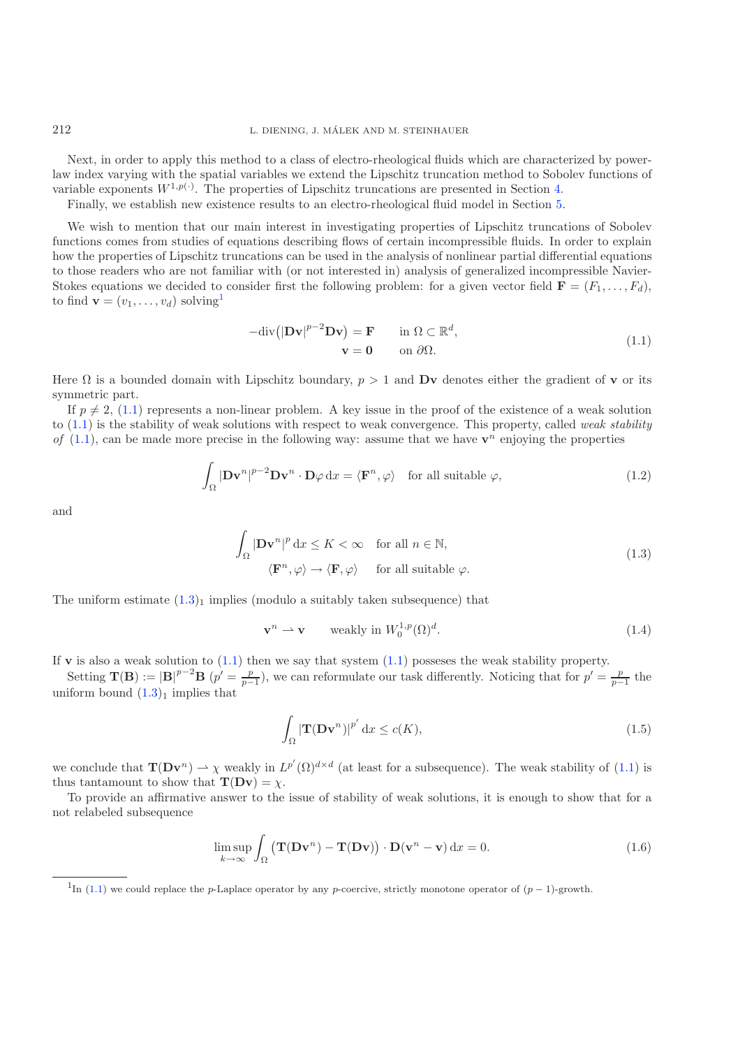Next, in order to apply this method to a class of electro-rheological fluids which are characterized by power-law index varying with the spatial variables we extend the Lipschitz truncation method to Sobolev functions of variable exponents $W^{1,p(\cdot)}$. The properties of Lipschitz truncations are presented in Section 4.

Finally, we establish new existence results to an electro-rheological fluid model in Section 5.

We wish to mention that our main interest in investigating properties of Lipschitz truncations of Sobolev functions comes from studies of equations describing flows of certain incompressible fluids. In order to explain how the properties of Lipschitz truncations can be used in the analysis of nonlinear partial differential equations to those readers who are not familiar with (or not interested in) analysis of generalized incompressible Navier-Stokes equations we decided to consider first the following problem: for a given vector field $\mathbf{F} = (F_1, \ldots, F_d)$, to find $\mathbf{v} = (v_1, \ldots, v_d)$ solving[1]

$$
\begin{aligned}
-\operatorname{div}\big(|\mathbf{D}\mathbf{v}|^{p-2}\mathbf{D}\mathbf{v}\big) &= \mathbf{F} \qquad \text{in } \Omega \subset \mathbb{R}^d, \\
\mathbf{v} &= \mathbf{0} \qquad \text{on } \partial\Omega.
\end{aligned}
\tag{1.1}
$$

Here $\Omega$ is a bounded domain with Lipschitz boundary, $p > 1$ and $\mathbf{D}\mathbf{v}$ denotes either the gradient of $\mathbf{v}$ or its symmetric part.

If $p \neq 2$, (1.1) represents a non-linear problem. A key issue in the proof of the existence of a weak solution to (1.1) is the stability of weak solutions with respect to weak convergence. This property, called *weak stability of* (1.1), can be made more precise in the following way: assume that we have $\mathbf{v}^n$ enjoying the properties

$$
\int_\Omega |\mathbf{D}\mathbf{v}^n|^{p-2}\mathbf{D}\mathbf{v}^n \cdot \mathbf{D}\varphi \,\mathrm{d}x = \langle \mathbf{F}^n, \varphi \rangle \quad \text{for all suitable } \varphi,
\tag{1.2}
$$

and

$$
\begin{aligned}
\int_\Omega |\mathbf{D}\mathbf{v}^n|^p \,\mathrm{d}x \leq K < \infty \quad &\text{for all } n \in \mathbb{N}, \\
\langle \mathbf{F}^n, \varphi \rangle \to \langle \mathbf{F}, \varphi \rangle \quad &\text{for all suitable } \varphi.
\end{aligned}
\tag{1.3}
$$

The uniform estimate $(1.3)_1$ implies (modulo a suitably taken subsequence) that

$$
\mathbf{v}^n \rightharpoonup \mathbf{v} \qquad \text{weakly in } W_0^{1,p}(\Omega)^d.
\tag{1.4}
$$

If $\mathbf{v}$ is also a weak solution to (1.1) then we say that system (1.1) posseses the weak stability property.

Setting $\mathbf{T}(\mathbf{B}) := |\mathbf{B}|^{p-2}\mathbf{B}$ ($p' = \frac{p}{p-1}$), we can reformulate our task differently. Noticing that for $p' = \frac{p}{p-1}$ the uniform bound $(1.3)_1$ implies that

$$
\int_\Omega |\mathbf{T}(\mathbf{D}\mathbf{v}^n)|^{p'} \,\mathrm{d}x \leq c(K),
\tag{1.5}
$$

we conclude that $\mathbf{T}(\mathbf{D}\mathbf{v}^n) \rightharpoonup \chi$ weakly in $L^{p'}(\Omega)^{d\times d}$ (at least for a subsequence). The weak stability of (1.1) is thus tantamount to show that $\mathbf{T}(\mathbf{D}\mathbf{v}) = \chi$.

To provide an affirmative answer to the issue of stability of weak solutions, it is enough to show that for a not relabeled subsequence

$$
\limsup_{k\to\infty} \int_\Omega \big(\mathbf{T}(\mathbf{D}\mathbf{v}^n) - \mathbf{T}(\mathbf{D}\mathbf{v})\big) \cdot \mathbf{D}(\mathbf{v}^n - \mathbf{v}) \,\mathrm{d}x = 0.
\tag{1.6}
$$

[1]In (1.1) we could replace the $p$-Laplace operator by any $p$-coercive, strictly monotone operator of $(p-1)$-growth.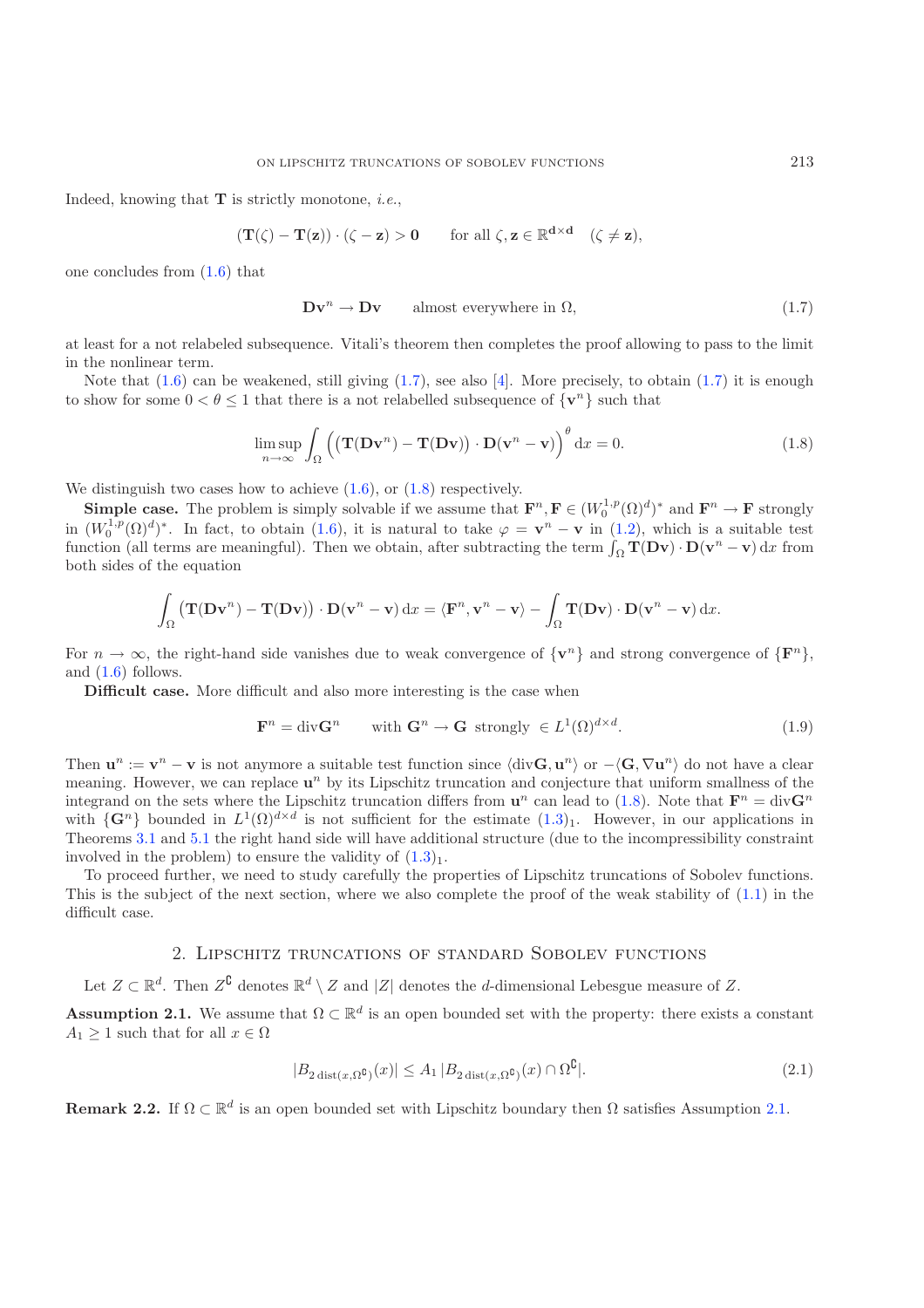Indeed, knowing that $\mathbf{T}$ is strictly monotone, *i.e.*,

$$(\mathbf{T}(\zeta) - \mathbf{T}(\mathbf{z})) \cdot (\zeta - \mathbf{z}) > \mathbf{0} \qquad \text{for all } \zeta, \mathbf{z} \in \mathbb{R}^{\mathbf{d}\times\mathbf{d}} \quad (\zeta \neq \mathbf{z}),$$

one concludes from (1.6) that

$$\mathbf{D}\mathbf{v}^n \to \mathbf{D}\mathbf{v} \qquad \text{almost everywhere in } \Omega, \tag{1.7}$$

at least for a not relabeled subsequence. Vitali's theorem then completes the proof allowing to pass to the limit in the nonlinear term.

Note that (1.6) can be weakened, still giving (1.7), see also [4]. More precisely, to obtain (1.7) it is enough to show for some $0 < \theta \le 1$ that there is a not relabelled subsequence of $\{\mathbf{v}^n\}$ such that

$$\limsup_{n\to\infty} \int_\Omega \Big( \big(\mathbf{T}(\mathbf{D}\mathbf{v}^n) - \mathbf{T}(\mathbf{D}\mathbf{v})\big) \cdot \mathbf{D}(\mathbf{v}^n - \mathbf{v}) \Big)^\theta \,\mathrm{d}x = 0. \tag{1.8}$$

We distinguish two cases how to achieve (1.6), or (1.8) respectively.

**Simple case.** The problem is simply solvable if we assume that $\mathbf{F}^n, \mathbf{F} \in (W_0^{1,p}(\Omega)^d)^*$ and $\mathbf{F}^n \to \mathbf{F}$ strongly in $(W_0^{1,p}(\Omega)^d)^*$. In fact, to obtain (1.6), it is natural to take $\varphi = \mathbf{v}^n - \mathbf{v}$ in (1.2), which is a suitable test function (all terms are meaningful). Then we obtain, after subtracting the term $\int_\Omega \mathbf{T}(\mathbf{D}\mathbf{v}) \cdot \mathbf{D}(\mathbf{v}^n - \mathbf{v}) \,\mathrm{d}x$ from both sides of the equation

$$\int_\Omega \big(\mathbf{T}(\mathbf{D}\mathbf{v}^n) - \mathbf{T}(\mathbf{D}\mathbf{v})\big) \cdot \mathbf{D}(\mathbf{v}^n - \mathbf{v}) \,\mathrm{d}x = \langle \mathbf{F}^n, \mathbf{v}^n - \mathbf{v}\rangle - \int_\Omega \mathbf{T}(\mathbf{D}\mathbf{v}) \cdot \mathbf{D}(\mathbf{v}^n - \mathbf{v}) \,\mathrm{d}x.$$

For $n \to \infty$, the right-hand side vanishes due to weak convergence of $\{\mathbf{v}^n\}$ and strong convergence of $\{\mathbf{F}^n\}$, and (1.6) follows.

**Difficult case.** More difficult and also more interesting is the case when

$$\mathbf{F}^n = \operatorname{div}\mathbf{G}^n \qquad \text{with } \mathbf{G}^n \to \mathbf{G} \text{ strongly } \in L^1(\Omega)^{d\times d}. \tag{1.9}$$

Then $\mathbf{u}^n := \mathbf{v}^n - \mathbf{v}$ is not anymore a suitable test function since $\langle \operatorname{div}\mathbf{G}, \mathbf{u}^n\rangle$ or $-\langle \mathbf{G}, \nabla\mathbf{u}^n\rangle$ do not have a clear meaning. However, we can replace $\mathbf{u}^n$ by its Lipschitz truncation and conjecture that uniform smallness of the integrand on the sets where the Lipschitz truncation differs from $\mathbf{u}^n$ can lead to (1.8). Note that $\mathbf{F}^n = \operatorname{div}\mathbf{G}^n$ with $\{\mathbf{G}^n\}$ bounded in $L^1(\Omega)^{d\times d}$ is not sufficient for the estimate $(1.3)_1$. However, in our applications in Theorems 3.1 and 5.1 the right hand side will have additional structure (due to the incompressibility constraint involved in the problem) to ensure the validity of $(1.3)_1$.

To proceed further, we need to study carefully the properties of Lipschitz truncations of Sobolev functions. This is the subject of the next section, where we also complete the proof of the weak stability of (1.1) in the difficult case.

## 2. Lipschitz truncations of standard Sobolev functions

Let $Z \subset \mathbb{R}^d$. Then $Z^\complement$ denotes $\mathbb{R}^d \setminus Z$ and $|Z|$ denotes the $d$-dimensional Lebesgue measure of $Z$.

**Assumption 2.1.** We assume that $\Omega \subset \mathbb{R}^d$ is an open bounded set with the property: there exists a constant $A_1 \ge 1$ such that for all $x \in \Omega$

$$|B_{2\operatorname{dist}(x,\Omega^\complement)}(x)| \le A_1 \,|B_{2\operatorname{dist}(x,\Omega^\complement)}(x) \cap \Omega^\complement|. \tag{2.1}$$

**Remark 2.2.** If $\Omega \subset \mathbb{R}^d$ is an open bounded set with Lipschitz boundary then $\Omega$ satisfies Assumption 2.1.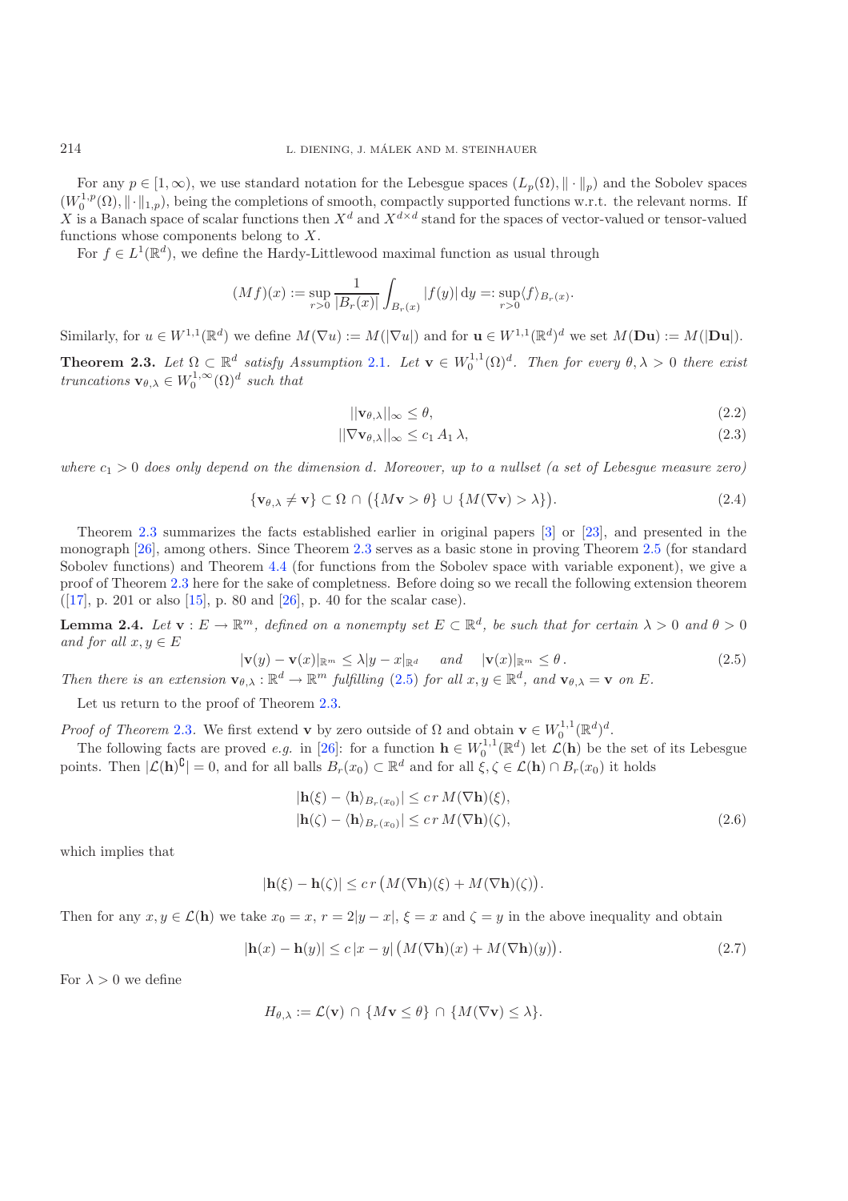For any $p \in [1, \infty)$, we use standard notation for the Lebesgue spaces $(L_p(\Omega), \|\cdot\|_p)$ and the Sobolev spaces $(W_0^{1,p}(\Omega), \|\cdot\|_{1,p})$, being the completions of smooth, compactly supported functions w.r.t. the relevant norms. If $X$ is a Banach space of scalar functions then $X^d$ and $X^{d\times d}$ stand for the spaces of vector-valued or tensor-valued functions whose components belong to $X$.

For $f \in L^1(\mathbb{R}^d)$, we define the Hardy-Littlewood maximal function as usual through

$$(Mf)(x) := \sup_{r>0} \frac{1}{|B_r(x)|} \int_{B_r(x)} |f(y)|\,\mathrm{d}y =: \sup_{r>0} \langle f \rangle_{B_r(x)}.$$

Similarly, for $u \in W^{1,1}(\mathbb{R}^d)$ we define $M(\nabla u) := M(|\nabla u|)$ and for $\mathbf{u} \in W^{1,1}(\mathbb{R}^d)^d$ we set $M(\mathbf{Du}) := M(|\mathbf{Du}|)$.

**Theorem 2.3.** *Let $\Omega \subset \mathbb{R}^d$ satisfy Assumption 2.1. Let $\mathbf{v} \in W_0^{1,1}(\Omega)^d$. Then for every $\theta, \lambda > 0$ there exist truncations $\mathbf{v}_{\theta,\lambda} \in W_0^{1,\infty}(\Omega)^d$ such that*

$$||\mathbf{v}_{\theta,\lambda}||_\infty \leq \theta, \tag{2.2}$$

$$||\nabla \mathbf{v}_{\theta,\lambda}||_\infty \leq c_1\, A_1\, \lambda, \tag{2.3}$$

*where $c_1 > 0$ does only depend on the dimension $d$. Moreover, up to a nullset (a set of Lebesgue measure zero)*

$$\{\mathbf{v}_{\theta,\lambda} \neq \mathbf{v}\} \subset \Omega \cap \big(\{M\mathbf{v} > \theta\} \cup \{M(\nabla \mathbf{v}) > \lambda\}\big). \tag{2.4}$$

Theorem 2.3 summarizes the facts established earlier in original papers [3] or [23], and presented in the monograph [26], among others. Since Theorem 2.3 serves as a basic stone in proving Theorem 2.5 (for standard Sobolev functions) and Theorem 4.4 (for functions from the Sobolev space with variable exponent), we give a proof of Theorem 2.3 here for the sake of completness. Before doing so we recall the following extension theorem ([17], p. 201 or also [15], p. 80 and [26], p. 40 for the scalar case).

**Lemma 2.4.** *Let $\mathbf{v} : E \to \mathbb{R}^m$, defined on a nonempty set $E \subset \mathbb{R}^d$, be such that for certain $\lambda > 0$ and $\theta > 0$ and for all $x, y \in E$*

$$|\mathbf{v}(y) - \mathbf{v}(x)|_{\mathbb{R}^m} \leq \lambda |y - x|_{\mathbb{R}^d} \quad \text{ and } \quad |\mathbf{v}(x)|_{\mathbb{R}^m} \leq \theta\,. \tag{2.5}$$

*Then there is an extension $\mathbf{v}_{\theta,\lambda} : \mathbb{R}^d \to \mathbb{R}^m$ fulfilling (2.5) for all $x, y \in \mathbb{R}^d$, and $\mathbf{v}_{\theta,\lambda} = \mathbf{v}$ on $E$.*

Let us return to the proof of Theorem 2.3.

*Proof of Theorem* 2.3. We first extend $\mathbf{v}$ by zero outside of $\Omega$ and obtain $\mathbf{v} \in W_0^{1,1}(\mathbb{R}^d)^d$.

The following facts are proved *e.g.* in [26]: for a function $\mathbf{h} \in W_0^{1,1}(\mathbb{R}^d)$ let $\mathcal{L}(\mathbf{h})$ be the set of its Lebesgue points. Then $|\mathcal{L}(\mathbf{h})^{\complement}| = 0$, and for all balls $B_r(x_0) \subset \mathbb{R}^d$ and for all $\xi, \zeta \in \mathcal{L}(\mathbf{h}) \cap B_r(x_0)$ it holds

$$\begin{aligned}
|\mathbf{h}(\xi) - \langle \mathbf{h} \rangle_{B_r(x_0)}| &\leq c\, r\, M(\nabla \mathbf{h})(\xi),\\
|\mathbf{h}(\zeta) - \langle \mathbf{h} \rangle_{B_r(x_0)}| &\leq c\, r\, M(\nabla \mathbf{h})(\zeta),
\end{aligned} \tag{2.6}$$

which implies that

$$|\mathbf{h}(\xi) - \mathbf{h}(\zeta)| \leq c\, r \big(M(\nabla \mathbf{h})(\xi) + M(\nabla \mathbf{h})(\zeta)\big).$$

Then for any $x, y \in \mathcal{L}(\mathbf{h})$ we take $x_0 = x$, $r = 2|y - x|$, $\xi = x$ and $\zeta = y$ in the above inequality and obtain

$$|\mathbf{h}(x) - \mathbf{h}(y)| \leq c\, |x - y| \big(M(\nabla \mathbf{h})(x) + M(\nabla \mathbf{h})(y)\big). \tag{2.7}$$

For $\lambda > 0$ we define

$$H_{\theta,\lambda} := \mathcal{L}(\mathbf{v}) \cap \{M\mathbf{v} \leq \theta\} \cap \{M(\nabla \mathbf{v}) \leq \lambda\}.$$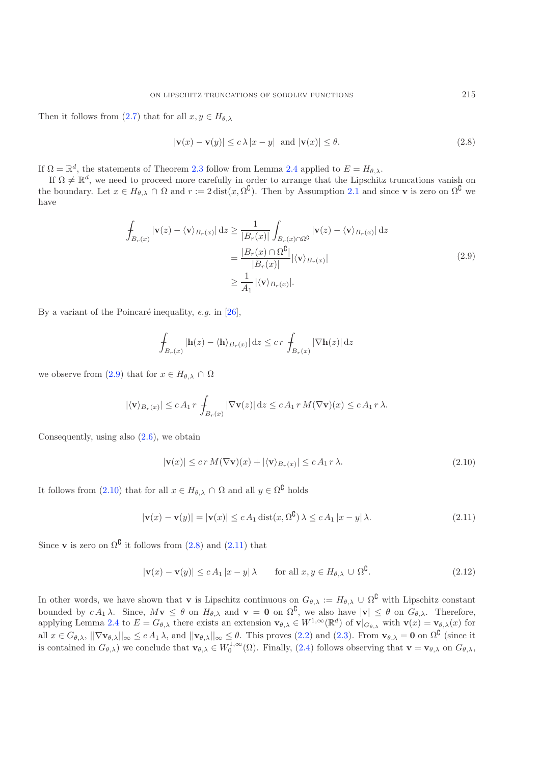Then it follows from (2.7) that for all $x, y \in H_{\theta,\lambda}$

$$|\mathbf{v}(x) - \mathbf{v}(y)| \le c\,\lambda\,|x-y| \ \text{ and } |\mathbf{v}(x)| \le \theta. \tag{2.8}$$

If $\Omega = \mathbb{R}^d$, the statements of Theorem 2.3 follow from Lemma 2.4 applied to $E = H_{\theta,\lambda}$.

If $\Omega \neq \mathbb{R}^d$, we need to proceed more carefully in order to arrange that the Lipschitz truncations vanish on the boundary. Let $x \in H_{\theta,\lambda} \cap \Omega$ and $r := 2\,\mathrm{dist}(x, \Omega^\complement)$. Then by Assumption 2.1 and since $\mathbf{v}$ is zero on $\Omega^\complement$ we have

$$\begin{aligned}
\fint_{B_r(x)} |\mathbf{v}(z) - \langle \mathbf{v}\rangle_{B_r(x)}|\,\mathrm{d}z &\ge \frac{1}{|B_r(x)|}\int_{B_r(x)\cap\Omega^\complement} |\mathbf{v}(z) - \langle \mathbf{v}\rangle_{B_r(x)}|\,\mathrm{d}z \\
&= \frac{|B_r(x)\cap\Omega^\complement|}{|B_r(x)|}|\langle \mathbf{v}\rangle_{B_r(x)}| \\
&\ge \frac{1}{A_1}\,|\langle \mathbf{v}\rangle_{B_r(x)}|.
\end{aligned} \tag{2.9}$$

By a variant of the Poincaré inequality, *e.g.* in [26],

$$\fint_{B_r(x)} |\mathbf{h}(z) - \langle \mathbf{h}\rangle_{B_r(x)}|\,\mathrm{d}z \le c\,r \fint_{B_r(x)} |\nabla \mathbf{h}(z)|\,\mathrm{d}z$$

we observe from (2.9) that for $x \in H_{\theta,\lambda} \cap \Omega$

$$|\langle \mathbf{v}\rangle_{B_r(x)}| \le c\,A_1\,r \fint_{B_r(x)} |\nabla \mathbf{v}(z)|\,\mathrm{d}z \le c\,A_1\,r\,M(\nabla\mathbf{v})(x) \le c\,A_1\,r\,\lambda.$$

Consequently, using also (2.6), we obtain

$$|\mathbf{v}(x)| \le c\,r\,M(\nabla\mathbf{v})(x) + |\langle \mathbf{v}\rangle_{B_r(x)}| \le c\,A_1\,r\,\lambda. \tag{2.10}$$

It follows from (2.10) that for all $x \in H_{\theta,\lambda} \cap \Omega$ and all $y \in \Omega^\complement$ holds

$$|\mathbf{v}(x) - \mathbf{v}(y)| = |\mathbf{v}(x)| \le c\,A_1\,\mathrm{dist}(x, \Omega^\complement)\,\lambda \le c\,A_1\,|x-y|\,\lambda. \tag{2.11}$$

Since $\mathbf{v}$ is zero on $\Omega^\complement$ it follows from (2.8) and (2.11) that

$$|\mathbf{v}(x) - \mathbf{v}(y)| \le c\,A_1\,|x-y|\,\lambda \qquad \text{for all } x, y \in H_{\theta,\lambda} \cup \Omega^\complement. \tag{2.12}$$

In other words, we have shown that $\mathbf{v}$ is Lipschitz continuous on $G_{\theta,\lambda} := H_{\theta,\lambda} \cup \Omega^\complement$ with Lipschitz constant bounded by $c\,A_1\,\lambda$. Since, $M\mathbf{v} \le \theta$ on $H_{\theta,\lambda}$ and $\mathbf{v} = \mathbf{0}$ on $\Omega^\complement$, we also have $|\mathbf{v}| \le \theta$ on $G_{\theta,\lambda}$. Therefore, applying Lemma 2.4 to $E = G_{\theta,\lambda}$ there exists an extension $\mathbf{v}_{\theta,\lambda} \in W^{1,\infty}(\mathbb{R}^d)$ of $\mathbf{v}|_{G_{\theta,\lambda}}$ with $\mathbf{v}(x) = \mathbf{v}_{\theta,\lambda}(x)$ for all $x \in G_{\theta,\lambda}$, $||\nabla \mathbf{v}_{\theta,\lambda}||_\infty \le c\,A_1\,\lambda$, and $||\mathbf{v}_{\theta,\lambda}||_\infty \le \theta$. This proves (2.2) and (2.3). From $\mathbf{v}_{\theta,\lambda} = \mathbf{0}$ on $\Omega^\complement$ (since it is contained in $G_{\theta,\lambda}$) we conclude that $\mathbf{v}_{\theta,\lambda} \in W_0^{1,\infty}(\Omega)$. Finally, (2.4) follows observing that $\mathbf{v} = \mathbf{v}_{\theta,\lambda}$ on $G_{\theta,\lambda}$,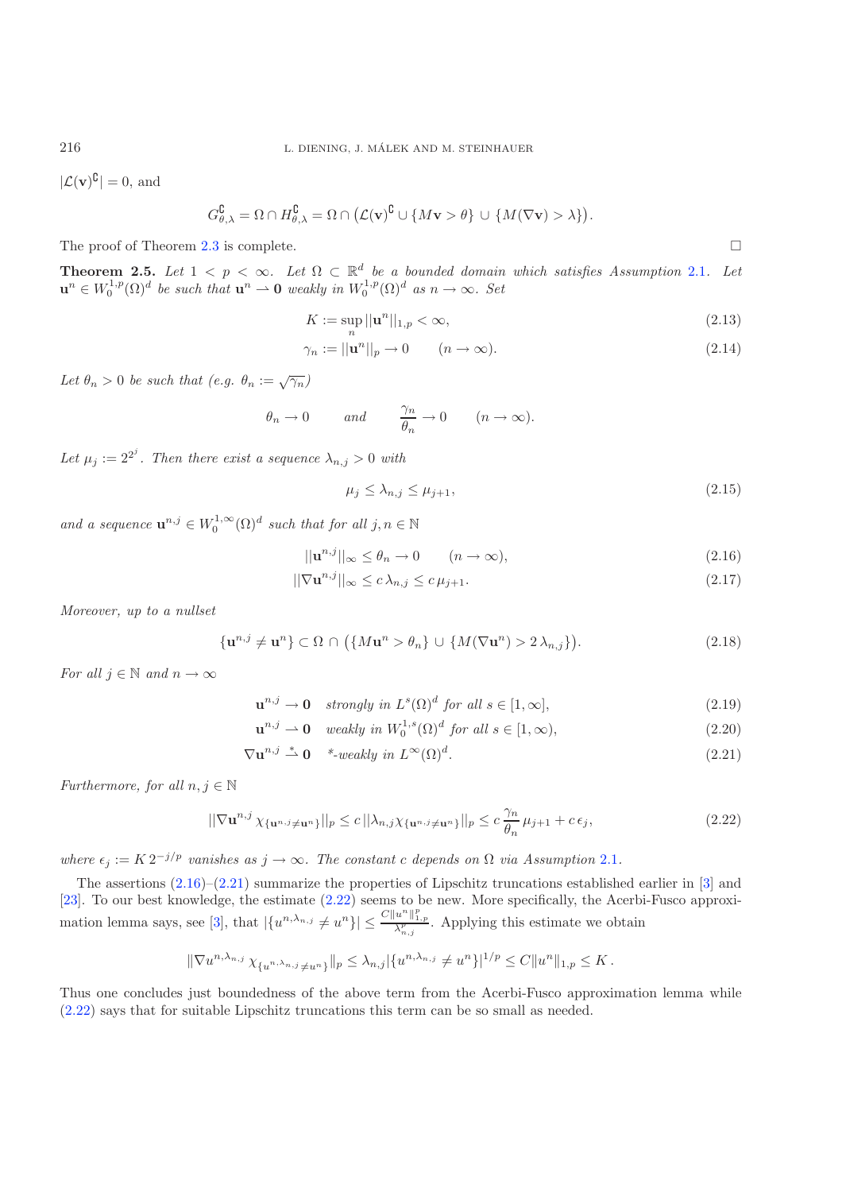$|\mathcal{L}(\mathbf{v})^{\complement}| = 0$, and

$$G^{\complement}_{\theta,\lambda} = \Omega \cap H^{\complement}_{\theta,\lambda} = \Omega \cap \big(\mathcal{L}(\mathbf{v})^{\complement} \cup \{M\mathbf{v} > \theta\} \cup \{M(\nabla \mathbf{v}) > \lambda\}\big).$$

The proof of Theorem 2.3 is complete. □

**Theorem 2.5.** *Let $1 < p < \infty$. Let $\Omega \subset \mathbb{R}^d$ be a bounded domain which satisfies Assumption 2.1. Let $\mathbf{u}^n \in W^{1,p}_0(\Omega)^d$ be such that $\mathbf{u}^n \rightharpoonup \mathbf{0}$ weakly in $W^{1,p}_0(\Omega)^d$ as $n \to \infty$. Set*

$$K := \sup_n ||\mathbf{u}^n||_{1,p} < \infty, \tag{2.13}$$

$$\gamma_n := ||\mathbf{u}^n||_p \to 0 \qquad (n \to \infty). \tag{2.14}$$

*Let $\theta_n > 0$ be such that (e.g. $\theta_n := \sqrt{\gamma_n}$)*

$$\theta_n \to 0 \qquad \text{and} \qquad \frac{\gamma_n}{\theta_n} \to 0 \qquad (n \to \infty).$$

*Let $\mu_j := 2^{2^j}$. Then there exist a sequence $\lambda_{n,j} > 0$ with*

$$\mu_j \le \lambda_{n,j} \le \mu_{j+1}, \tag{2.15}$$

*and a sequence $\mathbf{u}^{n,j} \in W^{1,\infty}_0(\Omega)^d$ such that for all $j, n \in \mathbb{N}$*

$$||\mathbf{u}^{n,j}||_\infty \le \theta_n \to 0 \qquad (n \to \infty), \tag{2.16}$$

$$||\nabla \mathbf{u}^{n,j}||_\infty \le c\,\lambda_{n,j} \le c\,\mu_{j+1}. \tag{2.17}$$

*Moreover, up to a nullset*

$$\{\mathbf{u}^{n,j} \ne \mathbf{u}^n\} \subset \Omega \cap \big(\{M\mathbf{u}^n > \theta_n\} \cup \{M(\nabla \mathbf{u}^n) > 2\,\lambda_{n,j}\}\big). \tag{2.18}$$

*For all $j \in \mathbb{N}$ and $n \to \infty$*

$$\mathbf{u}^{n,j} \to \mathbf{0} \quad \text{strongly in } L^s(\Omega)^d \text{ for all } s \in [1, \infty], \tag{2.19}$$

$$\mathbf{u}^{n,j} \rightharpoonup \mathbf{0} \quad \text{weakly in } W^{1,s}_0(\Omega)^d \text{ for all } s \in [1, \infty), \tag{2.20}$$

$$\nabla \mathbf{u}^{n,j} \overset{*}{\rightharpoonup} \mathbf{0} \quad \text{*-weakly in } L^\infty(\Omega)^d. \tag{2.21}$$

*Furthermore, for all $n, j \in \mathbb{N}$*

$$||\nabla \mathbf{u}^{n,j}\,\chi_{\{\mathbf{u}^{n,j} \ne \mathbf{u}^n\}}||_p \le c\,||\lambda_{n,j}\chi_{\{\mathbf{u}^{n,j} \ne \mathbf{u}^n\}}||_p \le c\,\frac{\gamma_n}{\theta_n}\,\mu_{j+1} + c\,\epsilon_j, \tag{2.22}$$

*where $\epsilon_j := K\,2^{-j/p}$ vanishes as $j \to \infty$. The constant $c$ depends on $\Omega$ via Assumption 2.1.*

The assertions (2.16)–(2.21) summarize the properties of Lipschitz truncations established earlier in [3] and [23]. To our best knowledge, the estimate (2.22) seems to be new. More specifically, the Acerbi-Fusco approximation lemma says, see [3], that $|\{u^{n,\lambda_{n,j}} \ne u^n\}| \le \frac{C\|u^n\|^p_{1,p}}{\lambda^p_{n,j}}$. Applying this estimate we obtain

$$\|\nabla u^{n,\lambda_{n,j}}\,\chi_{\{u^{n,\lambda_{n,j}} \ne u^n\}}\|_p \le \lambda_{n,j}|\{u^{n,\lambda_{n,j}} \ne u^n\}|^{1/p} \le C\|u^n\|_{1,p} \le K\,.$$

Thus one concludes just boundedness of the above term from the Acerbi-Fusco approximation lemma while (2.22) says that for suitable Lipschitz truncations this term can be so small as needed.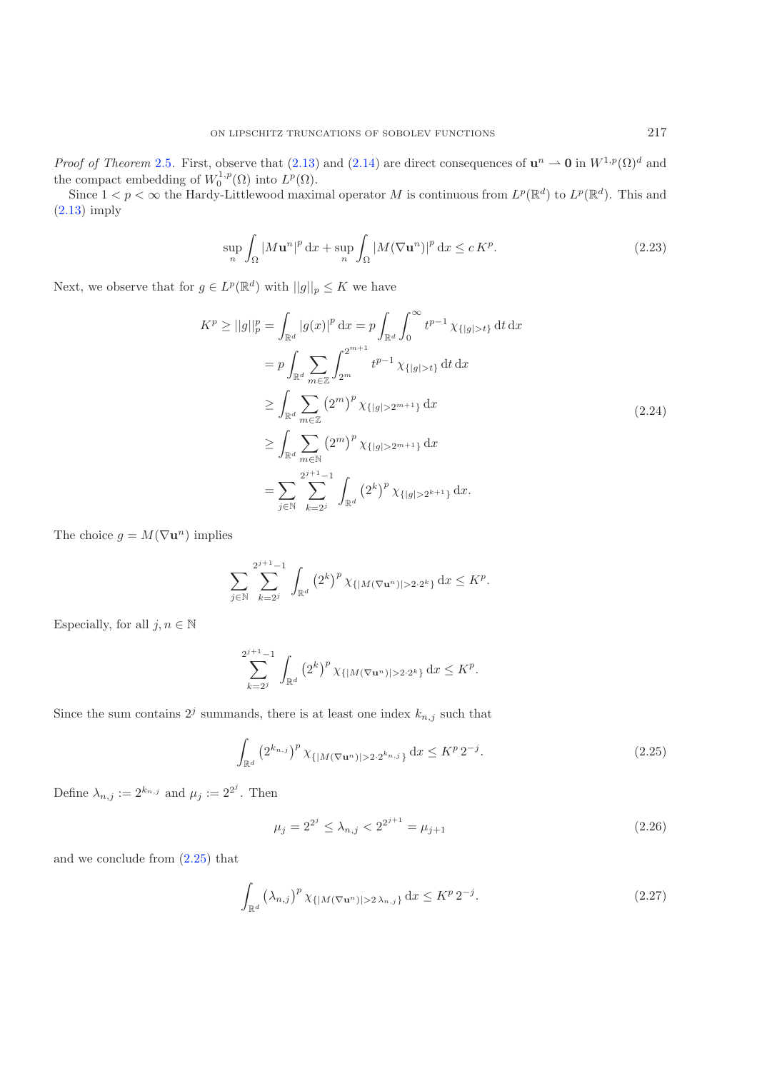*Proof of Theorem* 2.5. First, observe that (2.13) and (2.14) are direct consequences of $\mathbf{u}^n \rightharpoonup \mathbf{0}$ in $W^{1,p}(\Omega)^d$ and the compact embedding of $W_0^{1,p}(\Omega)$ into $L^p(\Omega)$.

Since $1 < p < \infty$ the Hardy-Littlewood maximal operator $M$ is continuous from $L^p(\mathbb{R}^d)$ to $L^p(\mathbb{R}^d)$. This and (2.13) imply

$$\sup_n \int_\Omega |M\mathbf{u}^n|^p \,\mathrm{d}x + \sup_n \int_\Omega |M(\nabla \mathbf{u}^n)|^p \,\mathrm{d}x \leq c\, K^p. \tag{2.23}$$

Next, we observe that for $g \in L^p(\mathbb{R}^d)$ with $||g||_p \leq K$ we have

$$\begin{aligned}
K^p \geq ||g||_p^p &= \int_{\mathbb{R}^d} |g(x)|^p \,\mathrm{d}x = p \int_{\mathbb{R}^d} \int_0^\infty t^{p-1}\, \chi_{\{|g|>t\}} \,\mathrm{d}t \,\mathrm{d}x \\
&= p \int_{\mathbb{R}^d} \sum_{m\in\mathbb{Z}} \int_{2^m}^{2^{m+1}} t^{p-1}\, \chi_{\{|g|>t\}} \,\mathrm{d}t \,\mathrm{d}x \\
&\geq \int_{\mathbb{R}^d} \sum_{m\in\mathbb{Z}} \left(2^m\right)^p \chi_{\{|g|>2^{m+1}\}} \,\mathrm{d}x \\
&\geq \int_{\mathbb{R}^d} \sum_{m\in\mathbb{N}} \left(2^m\right)^p \chi_{\{|g|>2^{m+1}\}} \,\mathrm{d}x \\
&= \sum_{j\in\mathbb{N}} \sum_{k=2^j}^{2^{j+1}-1} \int_{\mathbb{R}^d} \left(2^k\right)^p \chi_{\{|g|>2^{k+1}\}} \,\mathrm{d}x.
\end{aligned} \tag{2.24}$$

The choice $g = M(\nabla \mathbf{u}^n)$ implies

$$\sum_{j\in\mathbb{N}} \sum_{k=2^j}^{2^{j+1}-1} \int_{\mathbb{R}^d} \left(2^k\right)^p \chi_{\{|M(\nabla \mathbf{u}^n)|>2\cdot 2^k\}} \,\mathrm{d}x \leq K^p.$$

Especially, for all $j, n \in \mathbb{N}$

$$\sum_{k=2^j}^{2^{j+1}-1} \int_{\mathbb{R}^d} \left(2^k\right)^p \chi_{\{|M(\nabla \mathbf{u}^n)|>2\cdot 2^k\}} \,\mathrm{d}x \leq K^p.$$

Since the sum contains $2^j$ summands, there is at least one index $k_{n,j}$ such that

$$\int_{\mathbb{R}^d} \left(2^{k_{n,j}}\right)^p \chi_{\{|M(\nabla \mathbf{u}^n)|>2\cdot 2^{k_{n,j}}\}} \,\mathrm{d}x \leq K^p\, 2^{-j}. \tag{2.25}$$

Define $\lambda_{n,j} := 2^{k_{n,j}}$ and $\mu_j := 2^{2^j}$. Then

$$\mu_j = 2^{2^j} \leq \lambda_{n,j} < 2^{2^{j+1}} = \mu_{j+1} \tag{2.26}$$

and we conclude from (2.25) that

$$\int_{\mathbb{R}^d} \left(\lambda_{n,j}\right)^p \chi_{\{|M(\nabla \mathbf{u}^n)|>2\,\lambda_{n,j}\}} \,\mathrm{d}x \leq K^p\, 2^{-j}. \tag{2.27}$$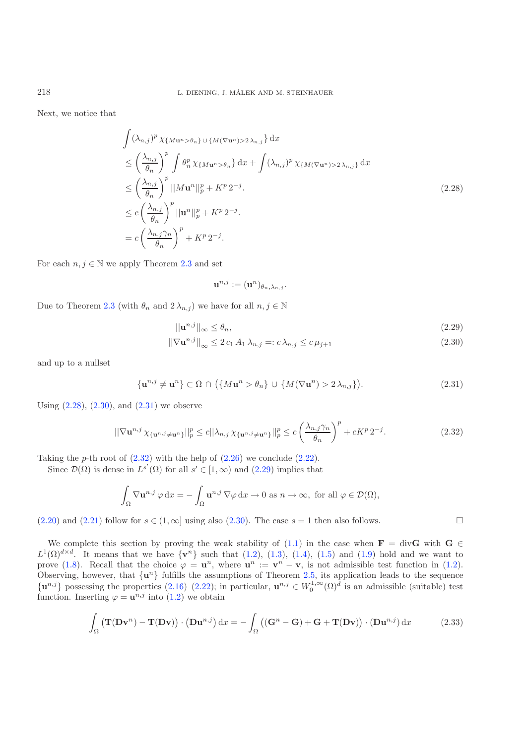Next, we notice that

$$
\begin{aligned}
&\int (\lambda_{n,j})^p \, \chi_{\{M\mathbf{u}^n > \theta_n\} \cup \{M(\nabla \mathbf{u}^n) > 2\,\lambda_{n,j}\}} \, \mathrm{d}x \\
&\leq \left(\frac{\lambda_{n,j}}{\theta_n}\right)^p \int \theta_n^p \, \chi_{\{M\mathbf{u}^n > \theta_n\}} \, \mathrm{d}x + \int (\lambda_{n,j})^p \, \chi_{\{M(\nabla \mathbf{u}^n) > 2\,\lambda_{n,j}\}} \, \mathrm{d}x \\
&\leq \left(\frac{\lambda_{n,j}}{\theta_n}\right)^p \|M\mathbf{u}^n\|_p^p + K^p \, 2^{-j}. \\
&\leq c \left(\frac{\lambda_{n,j}}{\theta_n}\right)^p \|\mathbf{u}^n\|_p^p + K^p \, 2^{-j}. \\
&= c \left(\frac{\lambda_{n,j}\gamma_n}{\theta_n}\right)^p + K^p \, 2^{-j}.
\end{aligned}
\tag{2.28}
$$

For each $n, j \in \mathbb{N}$ we apply Theorem 2.3 and set

$$
\mathbf{u}^{n,j} := (\mathbf{u}^n)_{\theta_n, \lambda_{n,j}}.
$$

Due to Theorem 2.3 (with $\theta_n$ and $2\,\lambda_{n,j}$) we have for all $n, j \in \mathbb{N}$

$$
\|\mathbf{u}^{n,j}\|_\infty \leq \theta_n, \tag{2.29}
$$

$$
\|\nabla \mathbf{u}^{n,j}\|_\infty \leq 2\, c_1 \, A_1 \, \lambda_{n,j} =: c\, \lambda_{n,j} \leq c\, \mu_{j+1} \tag{2.30}
$$

and up to a nullset

$$
\{\mathbf{u}^{n,j} \neq \mathbf{u}^n\} \subset \Omega \cap \big(\{M\mathbf{u}^n > \theta_n\} \cup \{M(\nabla \mathbf{u}^n) > 2\,\lambda_{n,j}\}\big). \tag{2.31}
$$

Using (2.28), (2.30), and (2.31) we observe

$$
\|\nabla \mathbf{u}^{n,j} \, \chi_{\{\mathbf{u}^{n,j} \neq \mathbf{u}^n\}}\|_p^p \leq c \|\lambda_{n,j} \, \chi_{\{\mathbf{u}^{n,j} \neq \mathbf{u}^n\}}\|_p^p \leq c \left(\frac{\lambda_{n,j}\gamma_n}{\theta_n}\right)^p + cK^p \, 2^{-j}. \tag{2.32}
$$

Taking the $p$-th root of (2.32) with the help of (2.26) we conclude (2.22).

Since $\mathcal{D}(\Omega)$ is dense in $L^{s'}(\Omega)$ for all $s' \in [1, \infty)$ and (2.29) implies that

$$
\int_\Omega \nabla \mathbf{u}^{n,j} \, \varphi \, \mathrm{d}x = -\int_\Omega \mathbf{u}^{n,j} \, \nabla \varphi \, \mathrm{d}x \to 0 \text{ as } n \to \infty, \text{ for all } \varphi \in \mathcal{D}(\Omega),
$$

(2.20) and (2.21) follow for $s \in (1, \infty]$ using also (2.30). The case $s = 1$ then also follows. $\square$

We complete this section by proving the weak stability of (1.1) in the case when $\mathbf{F} = \operatorname{div} \mathbf{G}$ with $\mathbf{G} \in L^1(\Omega)^{d \times d}$. It means that we have $\{\mathbf{v}^n\}$ such that (1.2), (1.3), (1.4), (1.5) and (1.9) hold and we want to prove (1.8). Recall that the choice $\varphi = \mathbf{u}^n$, where $\mathbf{u}^n := \mathbf{v}^n - \mathbf{v}$, is not admissible test function in (1.2). Observing, however, that $\{\mathbf{u}^n\}$ fulfills the assumptions of Theorem 2.5, its application leads to the sequence $\{\mathbf{u}^{n,j}\}$ possessing the properties (2.16)–(2.22); in particular, $\mathbf{u}^{n,j} \in W_0^{1,\infty}(\Omega)^d$ is an admissible (suitable) test function. Inserting $\varphi = \mathbf{u}^{n,j}$ into (1.2) we obtain

$$
\int_\Omega \big(\mathbf{T}(\mathbf{D}\mathbf{v}^n) - \mathbf{T}(\mathbf{D}\mathbf{v})\big) \cdot \big(\mathbf{D}\mathbf{u}^{n,j}\big) \, \mathrm{d}x = -\int_\Omega \big((\mathbf{G}^n - \mathbf{G}) + \mathbf{G} + \mathbf{T}(\mathbf{D}\mathbf{v})\big) \cdot \big(\mathbf{D}\mathbf{u}^{n,j}\big) \, \mathrm{d}x \tag{2.33}
$$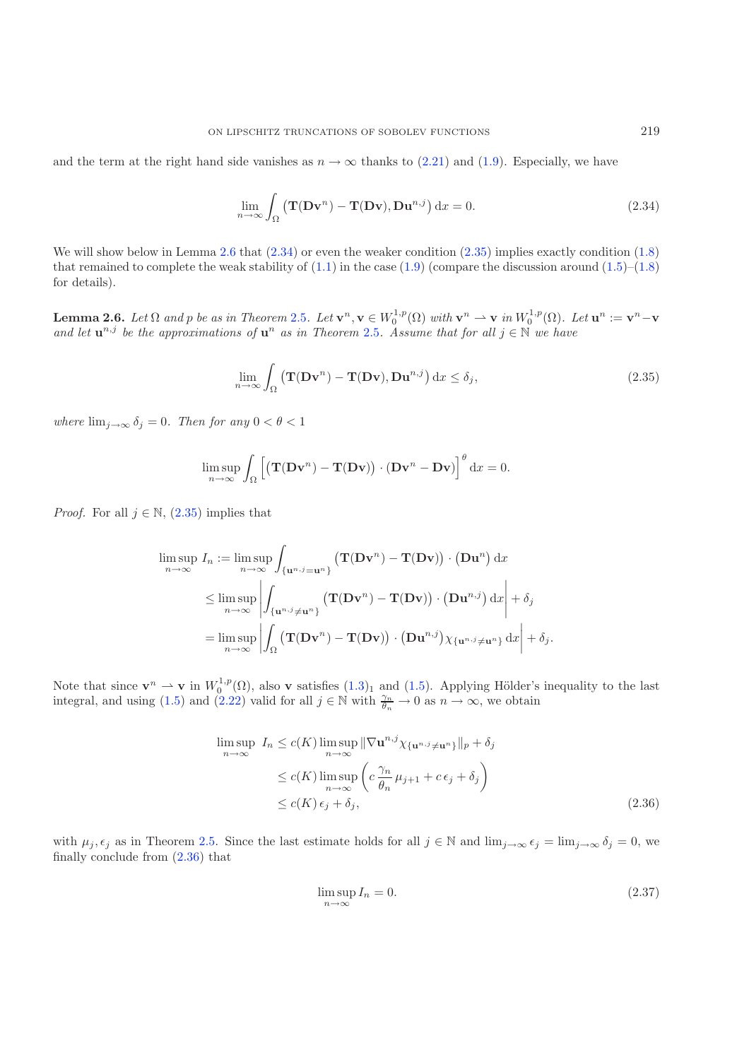and the term at the right hand side vanishes as $n \to \infty$ thanks to (2.21) and (1.9). Especially, we have

$$\lim_{n\to\infty} \int_\Omega \big(\mathbf{T}(\mathbf{D}\mathbf{v}^n) - \mathbf{T}(\mathbf{D}\mathbf{v}), \mathbf{D}\mathbf{u}^{n,j}\big)\, \mathrm{d}x = 0. \tag{2.34}$$

We will show below in Lemma 2.6 that (2.34) or even the weaker condition (2.35) implies exactly condition (1.8) that remained to complete the weak stability of (1.1) in the case (1.9) (compare the discussion around (1.5)–(1.8) for details).

**Lemma 2.6.** *Let $\Omega$ and $p$ be as in Theorem 2.5. Let $\mathbf{v}^n, \mathbf{v} \in W_0^{1,p}(\Omega)$ with $\mathbf{v}^n \rightharpoonup \mathbf{v}$ in $W_0^{1,p}(\Omega)$. Let $\mathbf{u}^n := \mathbf{v}^n - \mathbf{v}$ and let $\mathbf{u}^{n,j}$ be the approximations of $\mathbf{u}^n$ as in Theorem 2.5. Assume that for all $j \in \mathbb{N}$ we have*

$$\lim_{n\to\infty} \int_\Omega \big(\mathbf{T}(\mathbf{D}\mathbf{v}^n) - \mathbf{T}(\mathbf{D}\mathbf{v}), \mathbf{D}\mathbf{u}^{n,j}\big)\, \mathrm{d}x \le \delta_j, \tag{2.35}$$

*where $\lim_{j\to\infty} \delta_j = 0$. Then for any $0 < \theta < 1$*

$$\limsup_{n\to\infty} \int_\Omega \Big[\big(\mathbf{T}(\mathbf{D}\mathbf{v}^n) - \mathbf{T}(\mathbf{D}\mathbf{v})\big) \cdot (\mathbf{D}\mathbf{v}^n - \mathbf{D}\mathbf{v})\Big]^\theta \mathrm{d}x = 0.$$

*Proof.* For all $j \in \mathbb{N}$, (2.35) implies that

$$\begin{aligned}
\limsup_{n\to\infty} I_n &:= \limsup_{n\to\infty} \int_{\{\mathbf{u}^{n,j} = \mathbf{u}^n\}} \big(\mathbf{T}(\mathbf{D}\mathbf{v}^n) - \mathbf{T}(\mathbf{D}\mathbf{v})\big) \cdot \big(\mathbf{D}\mathbf{u}^n\big)\, \mathrm{d}x \\
&\le \limsup_{n\to\infty} \left| \int_{\{\mathbf{u}^{n,j} \ne \mathbf{u}^n\}} \big(\mathbf{T}(\mathbf{D}\mathbf{v}^n) - \mathbf{T}(\mathbf{D}\mathbf{v})\big) \cdot \big(\mathbf{D}\mathbf{u}^{n,j}\big)\, \mathrm{d}x \right| + \delta_j \\
&= \limsup_{n\to\infty} \left| \int_\Omega \big(\mathbf{T}(\mathbf{D}\mathbf{v}^n) - \mathbf{T}(\mathbf{D}\mathbf{v})\big) \cdot \big(\mathbf{D}\mathbf{u}^{n,j}\big) \chi_{\{\mathbf{u}^{n,j} \ne \mathbf{u}^n\}}\, \mathrm{d}x \right| + \delta_j.
\end{aligned}$$

Note that since $\mathbf{v}^n \rightharpoonup \mathbf{v}$ in $W_0^{1,p}(\Omega)$, also $\mathbf{v}$ satisfies $(1.3)_1$ and (1.5). Applying Hölder's inequality to the last integral, and using (1.5) and (2.22) valid for all $j \in \mathbb{N}$ with $\frac{\gamma_n}{\theta_n} \to 0$ as $n \to \infty$, we obtain

$$\begin{aligned}
\limsup_{n\to\infty}\ I_n &\le c(K) \limsup_{n\to\infty} \|\nabla \mathbf{u}^{n,j} \chi_{\{\mathbf{u}^{n,j} \ne \mathbf{u}^n\}}\|_p + \delta_j \\
&\le c(K) \limsup_{n\to\infty} \left( c\, \frac{\gamma_n}{\theta_n} \mu_{j+1} + c\, \epsilon_j + \delta_j \right) \\
&\le c(K)\, \epsilon_j + \delta_j,
\end{aligned} \tag{2.36}$$

with $\mu_j, \epsilon_j$ as in Theorem 2.5. Since the last estimate holds for all $j \in \mathbb{N}$ and $\lim_{j\to\infty} \epsilon_j = \lim_{j\to\infty} \delta_j = 0$, we finally conclude from (2.36) that

$$\limsup_{n\to\infty} I_n = 0. \tag{2.37}$$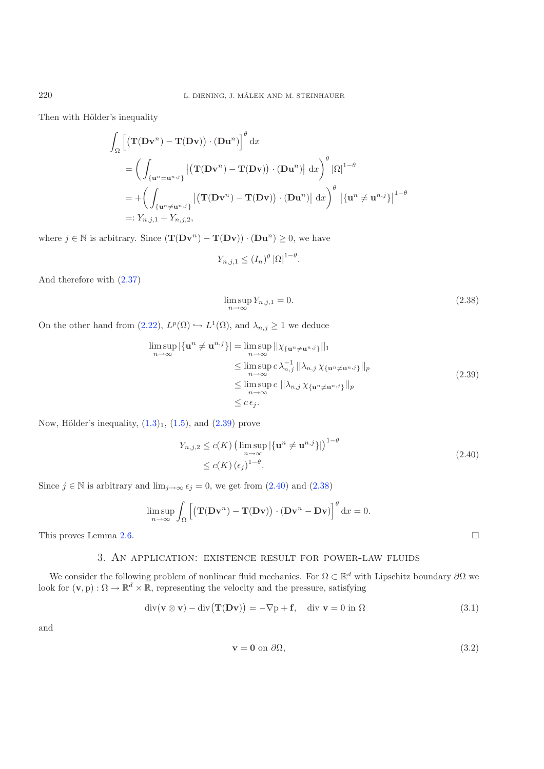Then with Hölder's inequality

$$
\begin{aligned}
\int_\Omega \Big[\big(\mathbf{T}(\mathbf{D}\mathbf{v}^n) - \mathbf{T}(\mathbf{D}\mathbf{v})\big)\cdot(\mathbf{D}\mathbf{u}^n)\Big]^\theta \,\mathrm{d}x
&= \bigg( \int_{\{\mathbf{u}^n = \mathbf{u}^{n,j}\}} \big|\big(\mathbf{T}(\mathbf{D}\mathbf{v}^n) - \mathbf{T}(\mathbf{D}\mathbf{v})\big)\cdot(\mathbf{D}\mathbf{u}^n)\big| \,\mathrm{d}x\bigg)^\theta |\Omega|^{1-\theta} \\
&= + \bigg( \int_{\{\mathbf{u}^n \neq \mathbf{u}^{n,j}\}} \big|\big(\mathbf{T}(\mathbf{D}\mathbf{v}^n) - \mathbf{T}(\mathbf{D}\mathbf{v})\big)\cdot(\mathbf{D}\mathbf{u}^n)\big| \,\mathrm{d}x\bigg)^\theta \big|\{\mathbf{u}^n \neq \mathbf{u}^{n,j}\}\big|^{1-\theta} \\
&=: Y_{n,j,1} + Y_{n,j,2},
\end{aligned}
$$

where $j \in \mathbb{N}$ is arbitrary. Since $(\mathbf{T}(\mathbf{D}\mathbf{v}^n) - \mathbf{T}(\mathbf{D}\mathbf{v}))\cdot(\mathbf{D}\mathbf{u}^n) \geq 0$, we have

$$
Y_{n,j,1} \leq (I_n)^\theta \, |\Omega|^{1-\theta}.
$$

And therefore with (2.37)

$$
\limsup_{n\to\infty} Y_{n,j,1} = 0. \tag{2.38}
$$

On the other hand from (2.22), $L^p(\Omega) \hookrightarrow L^1(\Omega)$, and $\lambda_{n,j} \geq 1$ we deduce

$$
\begin{aligned}
\limsup_{n\to\infty} |\{\mathbf{u}^n \neq \mathbf{u}^{n,j}\}| &= \limsup_{n\to\infty} ||\chi_{\{\mathbf{u}^n \neq \mathbf{u}^{n,j}\}}||_1 \\
&\leq \limsup_{n\to\infty} c\,\lambda_{n,j}^{-1}\, ||\lambda_{n,j}\,\chi_{\{\mathbf{u}^n \neq \mathbf{u}^{n,j}\}}||_p \\
&\leq \limsup_{n\to\infty} c\;||\lambda_{n,j}\,\chi_{\{\mathbf{u}^n \neq \mathbf{u}^{n,j}\}}||_p \\
&\leq c\,\epsilon_j.
\end{aligned} \tag{2.39}
$$

Now, Hölder's inequality, $(1.3)_1$, (1.5), and (2.39) prove

$$
\begin{aligned}
Y_{n,j,2} &\leq c(K)\,\big(\limsup_{n\to\infty} |\{\mathbf{u}^n \neq \mathbf{u}^{n,j}\}|\big)^{1-\theta} \\
&\leq c(K)\,(\epsilon_j)^{1-\theta}.
\end{aligned} \tag{2.40}
$$

Since $j \in \mathbb{N}$ is arbitrary and $\lim_{j\to\infty}\epsilon_j = 0$, we get from (2.40) and (2.38)

$$
\limsup_{n\to\infty} \int_\Omega \Big[\big(\mathbf{T}(\mathbf{D}\mathbf{v}^n) - \mathbf{T}(\mathbf{D}\mathbf{v})\big)\cdot(\mathbf{D}\mathbf{v}^n - \mathbf{D}\mathbf{v})\Big]^\theta \,\mathrm{d}x = 0.
$$

This proves Lemma 2.6. □

## 3. An application: existence result for power-law fluids

We consider the following problem of nonlinear fluid mechanics. For $\Omega \subset \mathbb{R}^d$ with Lipschitz boundary $\partial\Omega$ we look for $(\mathbf{v}, \mathrm{p}) : \Omega \to \mathbb{R}^d \times \mathbb{R}$, representing the velocity and the pressure, satisfying

$$
\operatorname{div}(\mathbf{v}\otimes\mathbf{v}) - \operatorname{div}\big(\mathbf{T}(\mathbf{D}\mathbf{v})\big) = -\nabla \mathrm{p} + \mathbf{f}, \quad \operatorname{div}\,\mathbf{v} = 0 \text{ in } \Omega \tag{3.1}
$$

and

$$
\mathbf{v} = \mathbf{0} \text{ on } \partial\Omega, \tag{3.2}
$$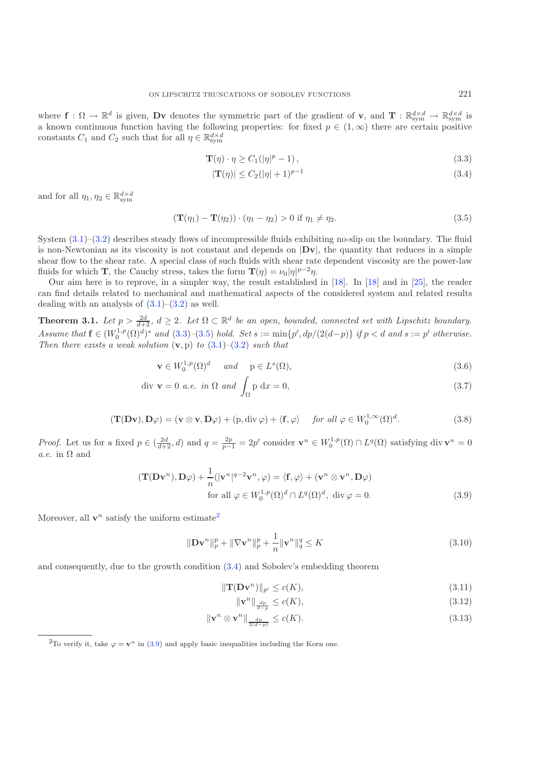where $\mathbf{f} : \Omega \to \mathbb{R}^d$ is given, $\mathbf{Dv}$ denotes the symmetric part of the gradient of $\mathbf{v}$, and $\mathbf{T} : \mathbb{R}^{d\times d}_{\text{sym}} \to \mathbb{R}^{d\times d}_{\text{sym}}$ is a known continuous function having the following properties: for fixed $p \in (1, \infty)$ there are certain positive constants $C_1$ and $C_2$ such that for all $\eta \in \mathbb{R}^{d\times d}_{\text{sym}}$

$$\mathbf{T}(\eta) \cdot \eta \geq C_1(|\eta|^p - 1)\,, \tag{3.3}$$

$$|\mathbf{T}(\eta)| \leq C_2(|\eta| + 1)^{p-1} \tag{3.4}$$

and for all $\eta_1, \eta_2 \in \mathbb{R}^{d\times d}_{\text{sym}}$

$$(\mathbf{T}(\eta_1) - \mathbf{T}(\eta_2)) \cdot (\eta_1 - \eta_2) > 0 \text{ if } \eta_1 \neq \eta_2. \tag{3.5}$$

System (3.1)–(3.2) describes steady flows of incompressible fluids exhibiting no-slip on the boundary. The fluid is non-Newtonian as its viscosity is not constant and depends on $|\mathbf{Dv}|$, the quantity that reduces in a simple shear flow to the shear rate. A special class of such fluids with shear rate dependent viscosity are the power-law fluids for which $\mathbf{T}$, the Cauchy stress, takes the form $\mathbf{T}(\eta) = \nu_0|\eta|^{p-2}\eta$.

Our aim here is to reprove, in a simpler way, the result established in [18]. In [18] and in [25], the reader can find details related to mechanical and mathematical aspects of the considered system and related results dealing with an analysis of (3.1)–(3.2) as well.

**Theorem 3.1.** *Let $p > \frac{2d}{d+2}$, $d \geq 2$. Let $\Omega \subset \mathbb{R}^d$ be an open, bounded, connected set with Lipschitz boundary. Assume that $\mathbf{f} \in (W^{1,p}_0(\Omega)^d)^*$ and (3.3)–(3.5) hold. Set $s := \min\{p', dp/(2(d-p)\}$ if $p < d$ and $s := p'$ otherwise. Then there exists a weak solution $(\mathbf{v}, \mathrm{p})$ to (3.1)–(3.2) such that*

$$\mathbf{v} \in W^{1,p}_0(\Omega)^d \quad \text{ and } \quad \mathrm{p} \in L^s(\Omega), \tag{3.6}$$

$$\operatorname{div} \mathbf{v} = 0 \text{ a.e. in } \Omega \text{ and } \int_\Omega \mathrm{p}\, \mathrm{d}x = 0, \tag{3.7}$$

$$(\mathbf{T}(\mathbf{Dv}), \mathbf{D}\varphi) = (\mathbf{v} \otimes \mathbf{v}, \mathbf{D}\varphi) + (\mathrm{p}, \operatorname{div}\varphi) + \langle \mathbf{f}, \varphi\rangle \quad \text{ for all } \varphi \in W^{1,\infty}_0(\Omega)^d. \tag{3.8}$$

*Proof.* Let us for a fixed $p \in (\frac{2d}{d+2}, d)$ and $q = \frac{2p}{p-1} = 2p'$ consider $\mathbf{v}^n \in W^{1,p}_0(\Omega) \cap L^q(\Omega)$ satisfying $\operatorname{div} \mathbf{v}^n = 0$ *a.e.* in $\Omega$ and

$$\begin{aligned}(\mathbf{T}(\mathbf{Dv}^n), \mathbf{D}\varphi) + \frac{1}{n}(|\mathbf{v}^n|^{q-2}\mathbf{v}^n, \varphi) &= \langle \mathbf{f}, \varphi\rangle + (\mathbf{v}^n \otimes \mathbf{v}^n, \mathbf{D}\varphi)\\ &\text{for all } \varphi \in W^{1,p}_0(\Omega)^d \cap L^q(\Omega)^d,\ \operatorname{div}\varphi = 0.\end{aligned} \tag{3.9}$$

Moreover, all $\mathbf{v}^n$ satisfy the uniform estimate[2]

$$\|\mathbf{Dv}^n\|^p_p + \|\nabla \mathbf{v}^n\|^p_p + \frac{1}{n}\|\mathbf{v}^n\|^q_q \leq K \tag{3.10}$$

and consequently, due to the growth condition (3.4) and Sobolev's embedding theorem

$$\|\mathbf{T}(\mathbf{Dv}^n)\|_{p'} \leq c(K), \tag{3.11}$$

$$\|\mathbf{v}^n\|_{\frac{dp}{d-p}} \leq c(K), \tag{3.12}$$

$$\|\mathbf{v}^n \otimes \mathbf{v}^n\|_{\frac{dp}{2(d-p)}} \leq c(K). \tag{3.13}$$

[2]To verify it, take $\varphi = \mathbf{v}^n$ in (3.9) and apply basic inequalities including the Korn one.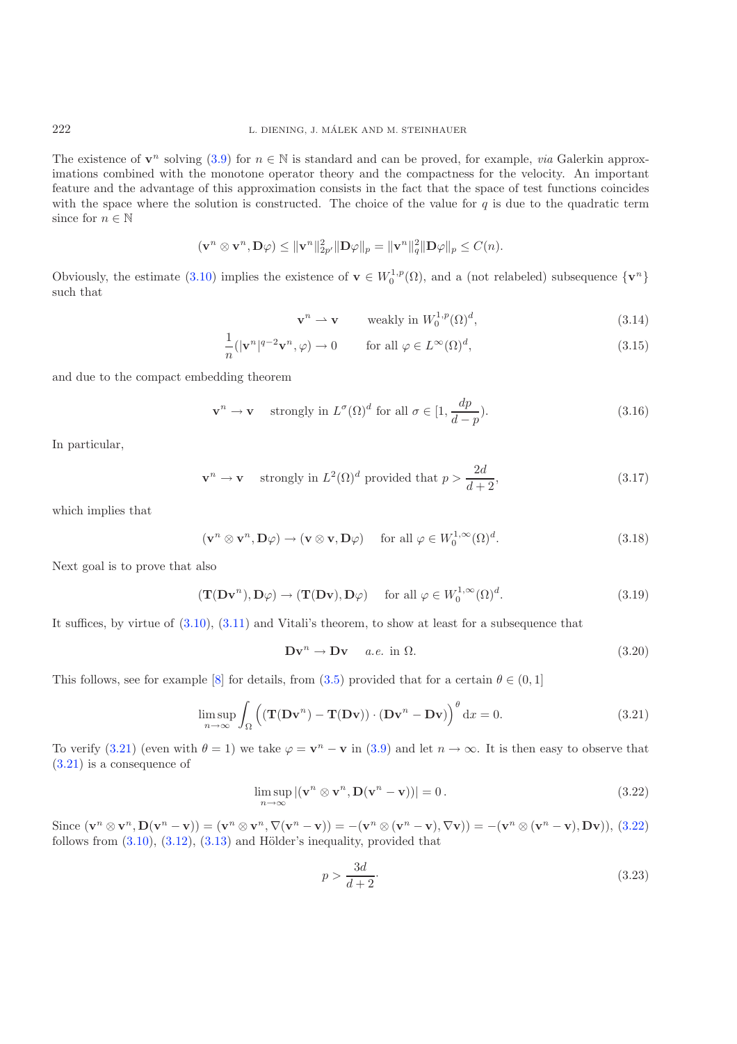The existence of $\mathbf{v}^n$ solving (3.9) for $n \in \mathbb{N}$ is standard and can be proved, for example, *via* Galerkin approximations combined with the monotone operator theory and the compactness for the velocity. An important feature and the advantage of this approximation consists in the fact that the space of test functions coincides with the space where the solution is constructed. The choice of the value for $q$ is due to the quadratic term since for $n \in \mathbb{N}$

$$(\mathbf{v}^n \otimes \mathbf{v}^n, \mathbf{D}\varphi) \leq \|\mathbf{v}^n\|_{2p'}^2 \|\mathbf{D}\varphi\|_p = \|\mathbf{v}^n\|_q^2 \|\mathbf{D}\varphi\|_p \leq C(n).$$

Obviously, the estimate (3.10) implies the existence of $\mathbf{v} \in W_0^{1,p}(\Omega)$, and a (not relabeled) subsequence $\{\mathbf{v}^n\}$ such that

$$\mathbf{v}^n \rightharpoonup \mathbf{v} \qquad \text{weakly in } W_0^{1,p}(\Omega)^d, \tag{3.14}$$

$$\frac{1}{n}(|\mathbf{v}^n|^{q-2}\mathbf{v}^n, \varphi) \to 0 \qquad \text{for all } \varphi \in L^\infty(\Omega)^d, \tag{3.15}$$

and due to the compact embedding theorem

$$\mathbf{v}^n \to \mathbf{v} \quad \text{strongly in } L^\sigma(\Omega)^d \text{ for all } \sigma \in [1, \frac{dp}{d-p}). \tag{3.16}$$

In particular,

$$\mathbf{v}^n \to \mathbf{v} \quad \text{strongly in } L^2(\Omega)^d \text{ provided that } p > \frac{2d}{d+2}, \tag{3.17}$$

which implies that

$$(\mathbf{v}^n \otimes \mathbf{v}^n, \mathbf{D}\varphi) \to (\mathbf{v} \otimes \mathbf{v}, \mathbf{D}\varphi) \quad \text{ for all } \varphi \in W_0^{1,\infty}(\Omega)^d. \tag{3.18}$$

Next goal is to prove that also

$$(\mathbf{T}(\mathbf{D}\mathbf{v}^n), \mathbf{D}\varphi) \to (\mathbf{T}(\mathbf{D}\mathbf{v}), \mathbf{D}\varphi) \quad \text{ for all } \varphi \in W_0^{1,\infty}(\Omega)^d. \tag{3.19}$$

It suffices, by virtue of (3.10), (3.11) and Vitali's theorem, to show at least for a subsequence that

$$\mathbf{D}\mathbf{v}^n \to \mathbf{D}\mathbf{v} \quad \text{ a.e. in } \Omega. \tag{3.20}$$

This follows, see for example [8] for details, from (3.5) provided that for a certain $\theta \in (0, 1]$

$$\limsup_{n\to\infty} \int_\Omega \Big( (\mathbf{T}(\mathbf{D}\mathbf{v}^n) - \mathbf{T}(\mathbf{D}\mathbf{v})) \cdot (\mathbf{D}\mathbf{v}^n - \mathbf{D}\mathbf{v}) \Big)^\theta \, \mathrm{d}x = 0. \tag{3.21}$$

To verify (3.21) (even with $\theta = 1$) we take $\varphi = \mathbf{v}^n - \mathbf{v}$ in (3.9) and let $n \to \infty$. It is then easy to observe that (3.21) is a consequence of

$$\limsup_{n\to\infty} |(\mathbf{v}^n \otimes \mathbf{v}^n, \mathbf{D}(\mathbf{v}^n - \mathbf{v}))| = 0\,. \tag{3.22}$$

Since $(\mathbf{v}^n \otimes \mathbf{v}^n, \mathbf{D}(\mathbf{v}^n - \mathbf{v})) = (\mathbf{v}^n \otimes \mathbf{v}^n, \nabla(\mathbf{v}^n - \mathbf{v})) = -(\mathbf{v}^n \otimes (\mathbf{v}^n - \mathbf{v}), \nabla \mathbf{v}) = -(\mathbf{v}^n \otimes (\mathbf{v}^n - \mathbf{v}), \mathbf{D}\mathbf{v}))$, (3.22) follows from (3.10), (3.12), (3.13) and Hölder's inequality, provided that

$$p > \frac{3d}{d+2}. \tag{3.23}$$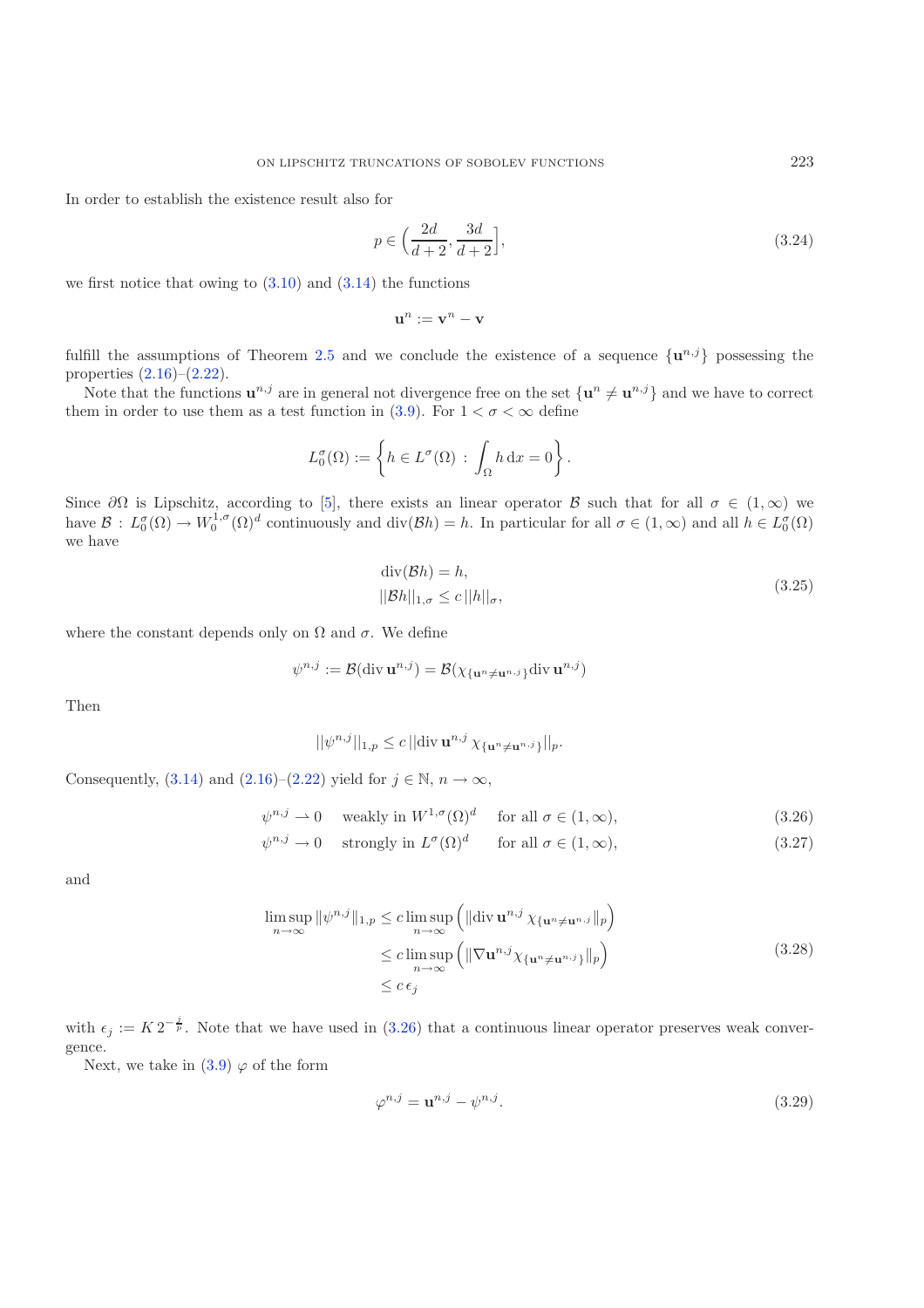In order to establish the existence result also for

$$p \in \Big(\frac{2d}{d+2}, \frac{3d}{d+2}\Big], \tag{3.24}$$

we first notice that owing to (3.10) and (3.14) the functions

$$\mathbf{u}^n := \mathbf{v}^n - \mathbf{v}$$

fulfill the assumptions of Theorem 2.5 and we conclude the existence of a sequence $\{\mathbf{u}^{n,j}\}$ possessing the properties (2.16)–(2.22).

Note that the functions $\mathbf{u}^{n,j}$ are in general not divergence free on the set $\{\mathbf{u}^n \neq \mathbf{u}^{n,j}\}$ and we have to correct them in order to use them as a test function in (3.9). For $1 < \sigma < \infty$ define

$$L_0^\sigma(\Omega) := \left\{ h \in L^\sigma(\Omega) \, : \, \int_\Omega h \, \mathrm{d}x = 0 \right\}.$$

Since $\partial\Omega$ is Lipschitz, according to [5], there exists an linear operator $\mathcal{B}$ such that for all $\sigma \in (1, \infty)$ we have $\mathcal{B} : L_0^\sigma(\Omega) \to W_0^{1,\sigma}(\Omega)^d$ continuously and $\mathrm{div}(\mathcal{B}h) = h$. In particular for all $\sigma \in (1, \infty)$ and all $h \in L_0^\sigma(\Omega)$ we have

$$\begin{aligned} &\mathrm{div}(\mathcal{B}h) = h, \\ &||\mathcal{B}h||_{1,\sigma} \leq c \, ||h||_\sigma, \end{aligned} \tag{3.25}$$

where the constant depends only on $\Omega$ and $\sigma$. We define

$$\psi^{n,j} := \mathcal{B}(\mathrm{div}\, \mathbf{u}^{n,j}) = \mathcal{B}(\chi_{\{\mathbf{u}^n \neq \mathbf{u}^{n,j}\}} \mathrm{div}\, \mathbf{u}^{n,j})$$

Then

$$||\psi^{n,j}||_{1,p} \leq c \, ||\mathrm{div}\, \mathbf{u}^{n,j} \, \chi_{\{\mathbf{u}^n \neq \mathbf{u}^{n,j}\}}||_p.$$

Consequently, (3.14) and (2.16)–(2.22) yield for $j \in \mathbb{N}$, $n \to \infty$,

$$\psi^{n,j} \rightharpoonup 0 \quad \text{weakly in } W^{1,\sigma}(\Omega)^d \quad \text{for all } \sigma \in (1, \infty), \tag{3.26}$$

$$\psi^{n,j} \to 0 \quad \text{strongly in } L^\sigma(\Omega)^d \quad \text{for all } \sigma \in (1, \infty), \tag{3.27}$$

and

$$\begin{aligned} \limsup_{n\to\infty} \|\psi^{n,j}\|_{1,p} &\leq c \limsup_{n\to\infty} \Big( \|\mathrm{div}\, \mathbf{u}^{n,j} \, \chi_{\{\mathbf{u}^n \neq \mathbf{u}^{n,j}\}}\|_p \Big) \\ &\leq c \limsup_{n\to\infty} \Big( \|\nabla \mathbf{u}^{n,j} \chi_{\{\mathbf{u}^n \neq \mathbf{u}^{n,j}\}}\|_p \Big) \\ &\leq c \, \epsilon_j \end{aligned} \tag{3.28}$$

with $\epsilon_j := K \, 2^{-\frac{j}{p}}$. Note that we have used in (3.26) that a continuous linear operator preserves weak convergence.

Next, we take in (3.9) $\varphi$ of the form

$$\varphi^{n,j} = \mathbf{u}^{n,j} - \psi^{n,j}. \tag{3.29}$$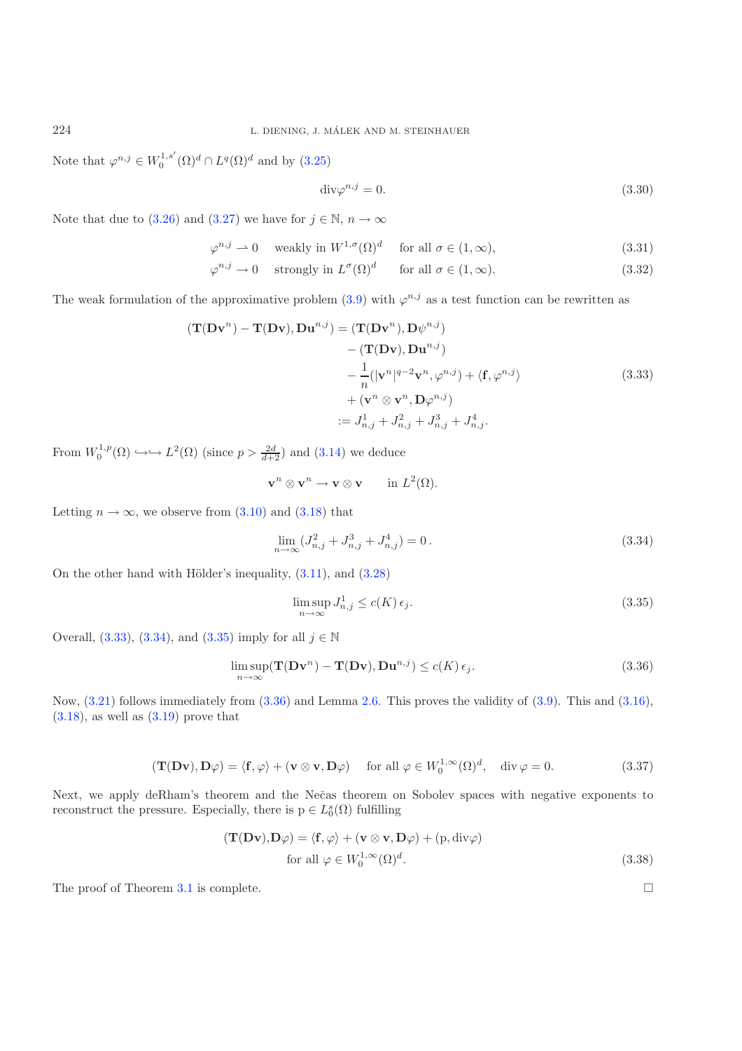Note that $\varphi^{n,j} \in W_0^{1,s'}(\Omega)^d \cap L^q(\Omega)^d$ and by (3.25)

$$\operatorname{div}\varphi^{n,j} = 0. \tag{3.30}$$

Note that due to (3.26) and (3.27) we have for $j \in \mathbb{N}$, $n \to \infty$

$$\varphi^{n,j} \rightharpoonup 0 \quad \text{weakly in } W^{1,\sigma}(\Omega)^d \quad \text{for all } \sigma \in (1,\infty), \tag{3.31}$$

$$\varphi^{n,j} \to 0 \quad \text{strongly in } L^{\sigma}(\Omega)^d \quad \text{for all } \sigma \in (1,\infty). \tag{3.32}$$

The weak formulation of the approximative problem (3.9) with $\varphi^{n,j}$ as a test function can be rewritten as

$$\begin{aligned}
(\mathbf{T}(\mathbf{D}\mathbf{v}^n) - \mathbf{T}(\mathbf{D}\mathbf{v}), \mathbf{D}\mathbf{u}^{n,j}) &= (\mathbf{T}(\mathbf{D}\mathbf{v}^n), \mathbf{D}\psi^{n,j}) \\
&\quad - (\mathbf{T}(\mathbf{D}\mathbf{v}), \mathbf{D}\mathbf{u}^{n,j}) \\
&\quad - \frac{1}{n}(|\mathbf{v}^n|^{q-2}\mathbf{v}^n, \varphi^{n,j}) + \langle \mathbf{f}, \varphi^{n,j}\rangle \\
&\quad + (\mathbf{v}^n \otimes \mathbf{v}^n, \mathbf{D}\varphi^{n,j}) \\
&:= J^1_{n,j} + J^2_{n,j} + J^3_{n,j} + J^4_{n,j}.
\end{aligned} \tag{3.33}$$

From $W_0^{1,p}(\Omega) \hookrightarrow\hookrightarrow L^2(\Omega)$ (since $p > \frac{2d}{d+2}$) and (3.14) we deduce

$$\mathbf{v}^n \otimes \mathbf{v}^n \to \mathbf{v} \otimes \mathbf{v} \qquad \text{in } L^2(\Omega).$$

Letting $n \to \infty$, we observe from (3.10) and (3.18) that

$$\lim_{n\to\infty}(J^2_{n,j} + J^3_{n,j} + J^4_{n,j}) = 0\,. \tag{3.34}$$

On the other hand with Hölder's inequality, (3.11), and (3.28)

$$\limsup_{n\to\infty} J^1_{n,j} \le c(K)\,\epsilon_j. \tag{3.35}$$

Overall, (3.33), (3.34), and (3.35) imply for all $j \in \mathbb{N}$

$$\limsup_{n\to\infty}(\mathbf{T}(\mathbf{D}\mathbf{v}^n) - \mathbf{T}(\mathbf{D}\mathbf{v}), \mathbf{D}\mathbf{u}^{n,j}) \le c(K)\,\epsilon_j. \tag{3.36}$$

Now, (3.21) follows immediately from (3.36) and Lemma 2.6. This proves the validity of (3.9). This and (3.16), (3.18), as well as (3.19) prove that

$$(\mathbf{T}(\mathbf{D}\mathbf{v}), \mathbf{D}\varphi) = \langle \mathbf{f}, \varphi\rangle + (\mathbf{v} \otimes \mathbf{v}, \mathbf{D}\varphi) \quad \text{ for all } \varphi \in W_0^{1,\infty}(\Omega)^d, \quad \operatorname{div}\varphi = 0. \tag{3.37}$$

Next, we apply deRham's theorem and the Nečas theorem on Sobolev spaces with negative exponents to reconstruct the pressure. Especially, there is $\mathrm{p} \in L_0^s(\Omega)$ fulfilling

$$\begin{aligned}
(\mathbf{T}(\mathbf{D}\mathbf{v}), \mathbf{D}\varphi) = \langle \mathbf{f}, \varphi\rangle + (\mathbf{v} \otimes \mathbf{v}, \mathbf{D}\varphi) + (\mathrm{p}, \operatorname{div}\varphi)& \\
\text{for all } \varphi \in W_0^{1,\infty}(\Omega)^d.&
\end{aligned} \tag{3.38}$$

The proof of Theorem 3.1 is complete. $\square$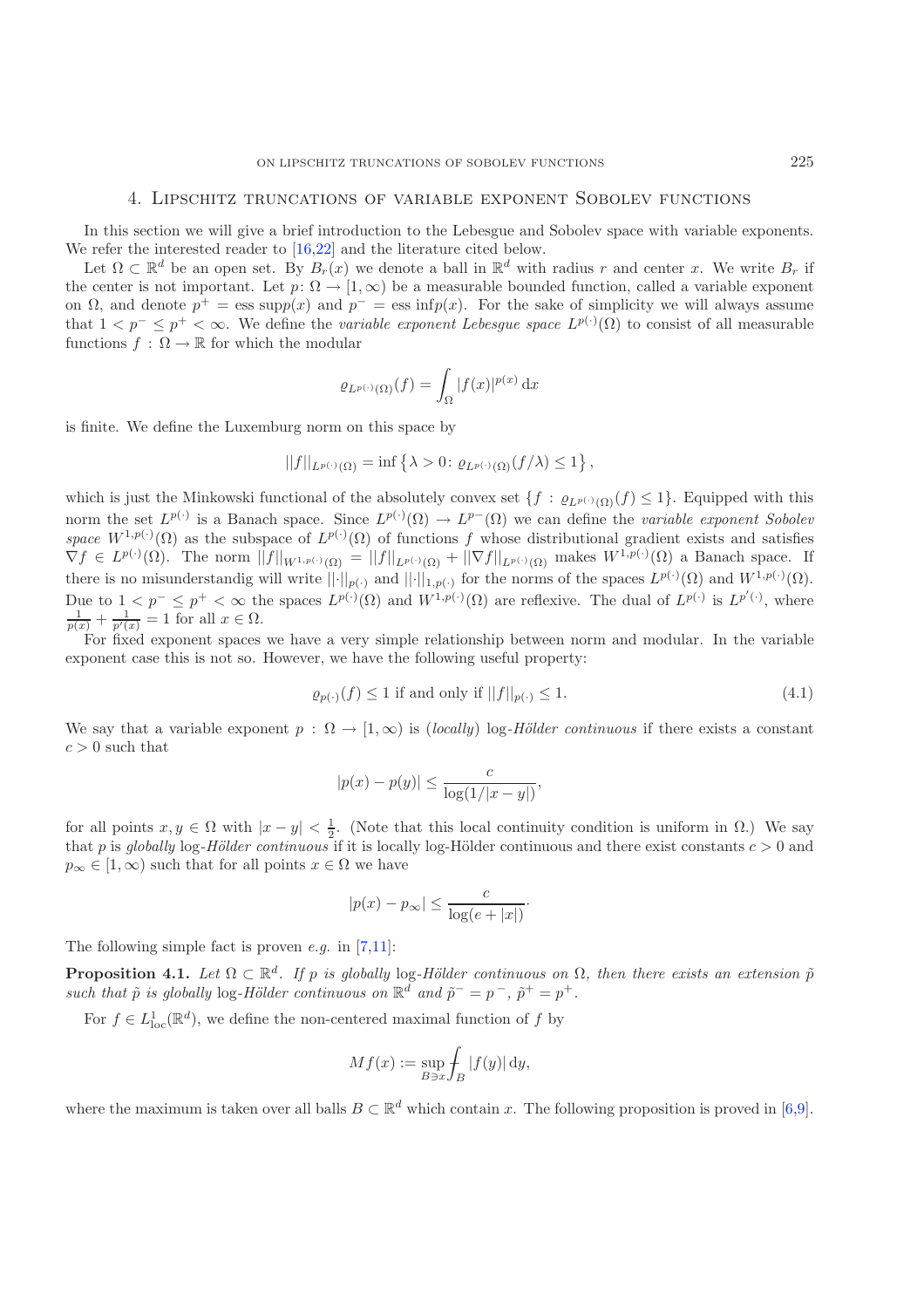## 4. Lipschitz truncations of variable exponent Sobolev functions

In this section we will give a brief introduction to the Lebesgue and Sobolev space with variable exponents. We refer the interested reader to [16,22] and the literature cited below.

Let $\Omega \subset \mathbb{R}^d$ be an open set. By $B_r(x)$ we denote a ball in $\mathbb{R}^d$ with radius $r$ and center $x$. We write $B_r$ if the center is not important. Let $p: \Omega \to [1, \infty)$ be a measurable bounded function, called a variable exponent on $\Omega$, and denote $p^+ = \operatorname{ess\,sup} p(x)$ and $p^- = \operatorname{ess\,inf} p(x)$. For the sake of simplicity we will always assume that $1 < p^- \le p^+ < \infty$. We define the *variable exponent Lebesgue space* $L^{p(\cdot)}(\Omega)$ to consist of all measurable functions $f : \Omega \to \mathbb{R}$ for which the modular

$$\varrho_{L^{p(\cdot)}(\Omega)}(f) = \int_\Omega |f(x)|^{p(x)}\,\mathrm{d}x$$

is finite. We define the Luxemburg norm on this space by

$$\|f\|_{L^{p(\cdot)}(\Omega)} = \inf\left\{\lambda > 0 \colon \varrho_{L^{p(\cdot)}(\Omega)}(f/\lambda) \le 1\right\},$$

which is just the Minkowski functional of the absolutely convex set $\{f : \varrho_{L^{p(\cdot)}(\Omega)}(f) \le 1\}$. Equipped with this norm the set $L^{p(\cdot)}$ is a Banach space. Since $L^{p(\cdot)}(\Omega) \to L^{p^-}(\Omega)$ we can define the *variable exponent Sobolev space* $W^{1,p(\cdot)}(\Omega)$ as the subspace of $L^{p(\cdot)}(\Omega)$ of functions $f$ whose distributional gradient exists and satisfies $\nabla f \in L^{p(\cdot)}(\Omega)$. The norm $\|f\|_{W^{1,p(\cdot)}(\Omega)} = \|f\|_{L^{p(\cdot)}(\Omega)} + \|\nabla f\|_{L^{p(\cdot)}(\Omega)}$ makes $W^{1,p(\cdot)}(\Omega)$ a Banach space. If there is no misunderstandig will write $\|\cdot\|_{p(\cdot)}$ and $\|\cdot\|_{1,p(\cdot)}$ for the norms of the spaces $L^{p(\cdot)}(\Omega)$ and $W^{1,p(\cdot)}(\Omega)$. Due to $1 < p^- \le p^+ < \infty$ the spaces $L^{p(\cdot)}(\Omega)$ and $W^{1,p(\cdot)}(\Omega)$ are reflexive. The dual of $L^{p(\cdot)}$ is $L^{p'(\cdot)}$, where $\frac{1}{p(x)} + \frac{1}{p'(x)} = 1$ for all $x \in \Omega$.

For fixed exponent spaces we have a very simple relationship between norm and modular. In the variable exponent case this is not so. However, we have the following useful property:

$$\varrho_{p(\cdot)}(f) \le 1 \text{ if and only if } \|f\|_{p(\cdot)} \le 1. \tag{4.1}$$

We say that a variable exponent $p : \Omega \to [1, \infty)$ is (*locally*) log-*Hölder continuous* if there exists a constant $c > 0$ such that

$$|p(x) - p(y)| \le \frac{c}{\log(1/|x-y|)},$$

for all points $x, y \in \Omega$ with $|x - y| < \frac{1}{2}$. (Note that this local continuity condition is uniform in $\Omega$.) We say that $p$ is *globally* log-*Hölder continuous* if it is locally log-Hölder continuous and there exist constants $c > 0$ and $p_\infty \in [1, \infty)$ such that for all points $x \in \Omega$ we have

$$|p(x) - p_\infty| \le \frac{c}{\log(e + |x|)}.$$

The following simple fact is proven *e.g.* in [7,11]:

**Proposition 4.1.** *Let $\Omega \subset \mathbb{R}^d$. If $p$ is globally* log-*Hölder continuous on $\Omega$, then there exists an extension $\tilde{p}$ such that $\tilde{p}$ is globally* log-*Hölder continuous on $\mathbb{R}^d$ and $\tilde{p}^- = p^-$, $\tilde{p}^+ = p^+$.*

For $f \in L^1_{\mathrm{loc}}(\mathbb{R}^d)$, we define the non-centered maximal function of $f$ by

$$Mf(x) := \sup_{B \ni x} ⨍_B |f(y)|\,\mathrm{d}y,$$

where the maximum is taken over all balls $B \subset \mathbb{R}^d$ which contain $x$. The following proposition is proved in [6,9].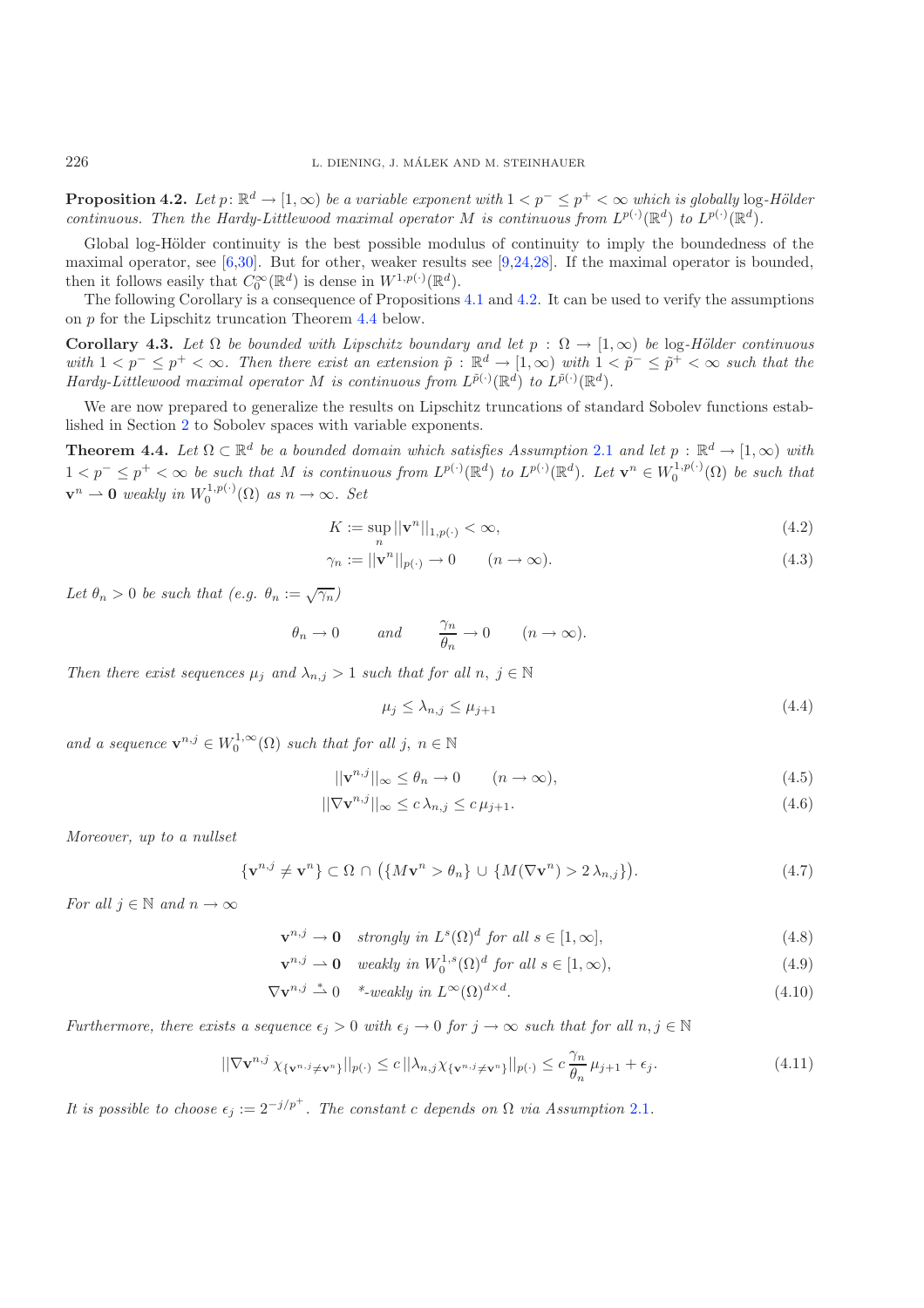**Proposition 4.2.** *Let $p\colon \mathbb{R}^d \to [1,\infty)$ be a variable exponent with $1 < p^- \le p^+ < \infty$ which is globally* log*-Hölder continuous. Then the Hardy-Littlewood maximal operator $M$ is continuous from $L^{p(\cdot)}(\mathbb{R}^d)$ to $L^{p(\cdot)}(\mathbb{R}^d)$.*

Global log-Hölder continuity is the best possible modulus of continuity to imply the boundedness of the maximal operator, see [6,30]. But for other, weaker results see [9,24,28]. If the maximal operator is bounded, then it follows easily that $C_0^\infty(\mathbb{R}^d)$ is dense in $W^{1,p(\cdot)}(\mathbb{R}^d)$.

The following Corollary is a consequence of Propositions 4.1 and 4.2. It can be used to verify the assumptions on $p$ for the Lipschitz truncation Theorem 4.4 below.

**Corollary 4.3.** *Let $\Omega$ be bounded with Lipschitz boundary and let $p : \Omega \to [1,\infty)$ be log-Hölder continuous with $1 < p^- \le p^+ < \infty$. Then there exist an extension $\tilde{p} : \mathbb{R}^d \to [1,\infty)$ with $1 < \tilde{p}^- \le \tilde{p}^+ < \infty$ such that the Hardy-Littlewood maximal operator $M$ is continuous from $L^{\tilde{p}(\cdot)}(\mathbb{R}^d)$ to $L^{\tilde{p}(\cdot)}(\mathbb{R}^d)$.*

We are now prepared to generalize the results on Lipschitz truncations of standard Sobolev functions established in Section 2 to Sobolev spaces with variable exponents.

**Theorem 4.4.** *Let $\Omega \subset \mathbb{R}^d$ be a bounded domain which satisfies Assumption 2.1 and let $p : \mathbb{R}^d \to [1,\infty)$ with $1 < p^- \le p^+ < \infty$ be such that $M$ is continuous from $L^{p(\cdot)}(\mathbb{R}^d)$ to $L^{p(\cdot)}(\mathbb{R}^d)$. Let $\mathbf{v}^n \in W_0^{1,p(\cdot)}(\Omega)$ be such that $\mathbf{v}^n \rightharpoonup \mathbf{0}$ weakly in $W_0^{1,p(\cdot)}(\Omega)$ as $n \to \infty$. Set*

$$K := \sup_n ||\mathbf{v}^n||_{1,p(\cdot)} < \infty, \tag{4.2}$$

$$\gamma_n := ||\mathbf{v}^n||_{p(\cdot)} \to 0 \qquad (n \to \infty). \tag{4.3}$$

*Let $\theta_n > 0$ be such that (e.g. $\theta_n := \sqrt{\gamma_n}$)*

$$\theta_n \to 0 \qquad \text{and} \qquad \frac{\gamma_n}{\theta_n} \to 0 \qquad (n \to \infty).$$

*Then there exist sequences $\mu_j$ and $\lambda_{n,j} > 1$ such that for all $n,\ j \in \mathbb{N}$*

$$\mu_j \le \lambda_{n,j} \le \mu_{j+1} \tag{4.4}$$

*and a sequence $\mathbf{v}^{n,j} \in W_0^{1,\infty}(\Omega)$ such that for all $j,\ n \in \mathbb{N}$*

$$||\mathbf{v}^{n,j}||_\infty \le \theta_n \to 0 \qquad (n \to \infty), \tag{4.5}$$

$$||\nabla \mathbf{v}^{n,j}||_\infty \le c\,\lambda_{n,j} \le c\,\mu_{j+1}. \tag{4.6}$$

*Moreover, up to a nullset*

$$\{\mathbf{v}^{n,j} \neq \mathbf{v}^n\} \subset \Omega \cap \big(\{M\mathbf{v}^n > \theta_n\} \cup \{M(\nabla \mathbf{v}^n) > 2\,\lambda_{n,j}\}\big). \tag{4.7}$$

*For all $j \in \mathbb{N}$ and $n \to \infty$*

$$\mathbf{v}^{n,j} \to \mathbf{0} \quad \text{strongly in } L^s(\Omega)^d \text{ for all } s \in [1,\infty], \tag{4.8}$$

$$\mathbf{v}^{n,j} \rightharpoonup \mathbf{0} \quad \text{weakly in } W_0^{1,s}(\Omega)^d \text{ for all } s \in [1,\infty), \tag{4.9}$$

$$\nabla \mathbf{v}^{n,j} \overset{*}{\rightharpoonup} 0 \quad \text{*-weakly in } L^\infty(\Omega)^{d\times d}. \tag{4.10}$$

*Furthermore, there exists a sequence $\epsilon_j > 0$ with $\epsilon_j \to 0$ for $j \to \infty$ such that for all $n, j \in \mathbb{N}$*

$$||\nabla \mathbf{v}^{n,j}\,\chi_{\{\mathbf{v}^{n,j}\neq \mathbf{v}^n\}}||_{p(\cdot)} \le c\,||\lambda_{n,j}\chi_{\{\mathbf{v}^{n,j}\neq \mathbf{v}^n\}}||_{p(\cdot)} \le c\,\frac{\gamma_n}{\theta_n}\,\mu_{j+1} + \epsilon_j. \tag{4.11}$$

*It is possible to choose $\epsilon_j := 2^{-j/p^+}$. The constant $c$ depends on $\Omega$ via Assumption 2.1.*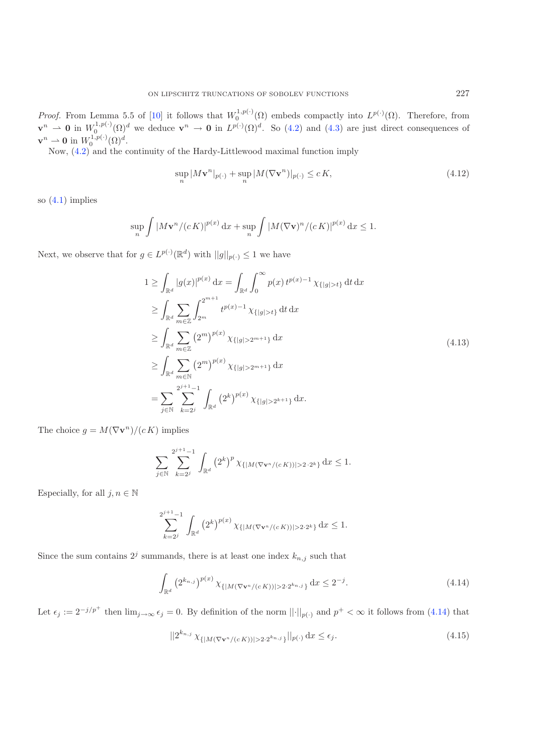*Proof.* From Lemma 5.5 of [10] it follows that $W_0^{1,p(\cdot)}(\Omega)$ embeds compactly into $L^{p(\cdot)}(\Omega)$. Therefore, from $\mathbf{v}^n \rightharpoonup \mathbf{0}$ in $W_0^{1,p(\cdot)}(\Omega)^d$ we deduce $\mathbf{v}^n \to \mathbf{0}$ in $L^{p(\cdot)}(\Omega)^d$. So (4.2) and (4.3) are just direct consequences of $\mathbf{v}^n \rightharpoonup \mathbf{0}$ in $W_0^{1,p(\cdot)}(\Omega)^d$.

Now, (4.2) and the continuity of the Hardy-Littlewood maximal function imply

$$\sup_n |M\mathbf{v}^n|_{p(\cdot)} + \sup_n |M(\nabla \mathbf{v}^n)|_{p(\cdot)} \le c\, K, \tag{4.12}$$

so (4.1) implies

$$\sup_n \int |M\mathbf{v}^n/(c\,K)|^{p(x)}\,\mathrm{d}x + \sup_n \int |M(\nabla \mathbf{v})^n/(c\,K)|^{p(x)}\,\mathrm{d}x \le 1.$$

Next, we observe that for $g \in L^{p(\cdot)}(\mathbb{R}^d)$ with $||g||_{p(\cdot)} \le 1$ we have

$$\begin{aligned}
1 &\ge \int_{\mathbb{R}^d} |g(x)|^{p(x)}\,\mathrm{d}x = \int_{\mathbb{R}^d}\int_0^\infty p(x)\, t^{p(x)-1}\,\chi_{\{|g|>t\}}\,\mathrm{d}t\,\mathrm{d}x \\
&\ge \int_{\mathbb{R}^d} \sum_{m\in\mathbb{Z}} \int_{2^m}^{2^{m+1}} t^{p(x)-1}\,\chi_{\{|g|>t\}}\,\mathrm{d}t\,\mathrm{d}x \\
&\ge \int_{\mathbb{R}^d} \sum_{m\in\mathbb{Z}} \left(2^m\right)^{p(x)} \chi_{\{|g|>2^{m+1}\}}\,\mathrm{d}x \\
&\ge \int_{\mathbb{R}^d} \sum_{m\in\mathbb{N}} \left(2^m\right)^{p(x)} \chi_{\{|g|>2^{m+1}\}}\,\mathrm{d}x \\
&= \sum_{j\in\mathbb{N}} \sum_{k=2^j}^{2^{j+1}-1} \int_{\mathbb{R}^d} \left(2^k\right)^{p(x)} \chi_{\{|g|>2^{k+1}\}}\,\mathrm{d}x.
\end{aligned} \tag{4.13}$$

The choice $g = M(\nabla \mathbf{v}^n)/(c\,K)$ implies

$$\sum_{j\in\mathbb{N}} \sum_{k=2^j}^{2^{j+1}-1} \int_{\mathbb{R}^d} \left(2^k\right)^p \chi_{\{|M(\nabla\mathbf{v}^n/(c\,K))|>2\cdot 2^k\}}\,\mathrm{d}x \le 1.$$

Especially, for all $j, n \in \mathbb{N}$

$$\sum_{k=2^j}^{2^{j+1}-1} \int_{\mathbb{R}^d} \left(2^k\right)^{p(x)} \chi_{\{|M(\nabla\mathbf{v}^n/(c\,K))|>2\cdot 2^k\}}\,\mathrm{d}x \le 1.$$

Since the sum contains $2^j$ summands, there is at least one index $k_{n,j}$ such that

$$\int_{\mathbb{R}^d} \left(2^{k_{n,j}}\right)^{p(x)} \chi_{\{|M(\nabla\mathbf{v}^n/(c\,K))|>2\cdot 2^{k_{n,j}}\}}\,\mathrm{d}x \le 2^{-j}. \tag{4.14}$$

Let $\epsilon_j := 2^{-j/p^+}$ then $\lim_{j\to\infty}\epsilon_j = 0$. By definition of the norm $||\cdot||_{p(\cdot)}$ and $p^+ < \infty$ it follows from (4.14) that

$$||2^{k_{n,j}}\,\chi_{\{|M(\nabla\mathbf{v}^n/(c\,K))|>2\cdot 2^{k_{n,j}}\}}||_{p(\cdot)}\,\mathrm{d}x \le \epsilon_j. \tag{4.15}$$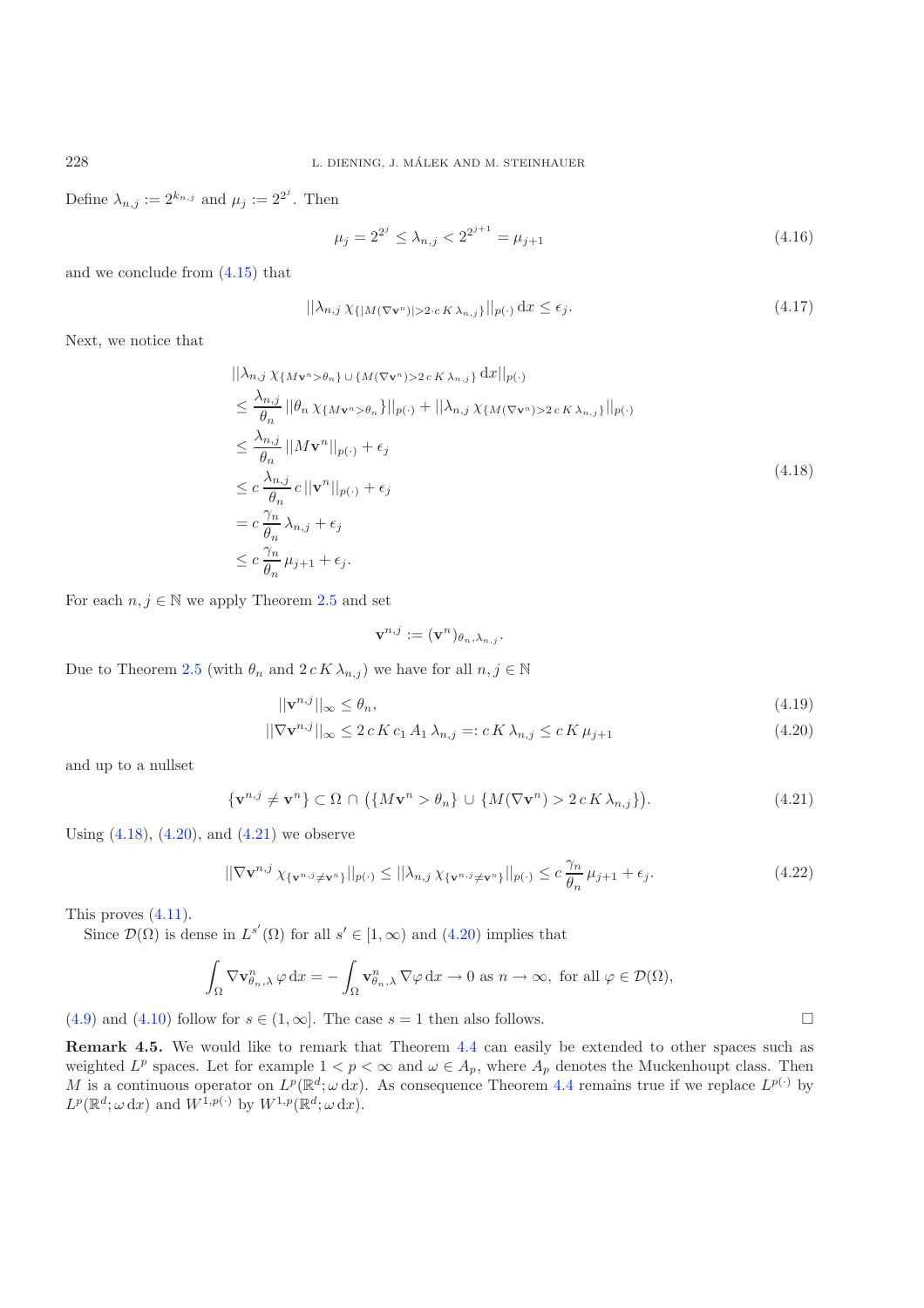Define $\lambda_{n,j} := 2^{k_{n,j}}$ and $\mu_j := 2^{2^j}$. Then

$$\mu_j = 2^{2^j} \le \lambda_{n,j} < 2^{2^{j+1}} = \mu_{j+1} \tag{4.16}$$

and we conclude from (4.15) that

$$||\lambda_{n,j}\, \chi_{\{|M(\nabla \mathbf{v}^n)|>2\cdot c\, K\, \lambda_{n,j}\}}||_{p(\cdot)}\, \mathrm{d}x \le \epsilon_j. \tag{4.17}$$

Next, we notice that

$$\begin{aligned}
&||\lambda_{n,j}\, \chi_{\{M\mathbf{v}^n>\theta_n\}\,\cup\,\{M(\nabla \mathbf{v}^n)>2\,c\,K\,\lambda_{n,j}\}}\, \mathrm{d}x||_{p(\cdot)} \\
&\le \frac{\lambda_{n,j}}{\theta_n}\, ||\theta_n\, \chi_{\{M\mathbf{v}^n>\theta_n\}}||_{p(\cdot)} + ||\lambda_{n,j}\, \chi_{\{M(\nabla\mathbf{v}^n)>2\,c\,K\,\lambda_{n,j}\}}||_{p(\cdot)} \\
&\le \frac{\lambda_{n,j}}{\theta_n}\, ||M\mathbf{v}^n||_{p(\cdot)} + \epsilon_j \\
&\le c\, \frac{\lambda_{n,j}}{\theta_n}\, c\, ||\mathbf{v}^n||_{p(\cdot)} + \epsilon_j \\
&= c\, \frac{\gamma_n}{\theta_n}\, \lambda_{n,j} + \epsilon_j \\
&\le c\, \frac{\gamma_n}{\theta_n}\, \mu_{j+1} + \epsilon_j.
\end{aligned} \tag{4.18}$$

For each $n, j \in \mathbb{N}$ we apply Theorem 2.5 and set

$$\mathbf{v}^{n,j} := (\mathbf{v}^n)_{\theta_n, \lambda_{n,j}}.$$

Due to Theorem 2.5 (with $\theta_n$ and $2\,c\,K\,\lambda_{n,j}$) we have for all $n, j \in \mathbb{N}$

$$||\mathbf{v}^{n,j}||_\infty \le \theta_n, \tag{4.19}$$

$$||\nabla \mathbf{v}^{n,j}||_\infty \le 2\,c\,K\,c_1\,A_1\,\lambda_{n,j} =: c\,K\,\lambda_{n,j} \le c\,K\,\mu_{j+1} \tag{4.20}$$

and up to a nullset

$$\{\mathbf{v}^{n,j} \neq \mathbf{v}^n\} \subset \Omega \cap \big(\{M\mathbf{v}^n > \theta_n\} \cup \{M(\nabla \mathbf{v}^n) > 2\,c\,K\,\lambda_{n,j}\}\big). \tag{4.21}$$

Using (4.18), (4.20), and (4.21) we observe

$$||\nabla \mathbf{v}^{n,j}\, \chi_{\{\mathbf{v}^{n,j}\neq \mathbf{v}^n\}}||_{p(\cdot)} \le ||\lambda_{n,j}\, \chi_{\{\mathbf{v}^{n,j}\neq\mathbf{v}^n\}}||_{p(\cdot)} \le c\, \frac{\gamma_n}{\theta_n}\, \mu_{j+1} + \epsilon_j. \tag{4.22}$$

This proves (4.11).

Since $\mathcal{D}(\Omega)$ is dense in $L^{s'}(\Omega)$ for all $s' \in [1,\infty)$ and (4.20) implies that

$$\int_\Omega \nabla \mathbf{v}^n_{\theta_n,\lambda}\, \varphi\, \mathrm{d}x = -\int_\Omega \mathbf{v}^n_{\theta_n,\lambda}\, \nabla\varphi\, \mathrm{d}x \to 0 \text{ as } n \to \infty, \text{ for all } \varphi \in \mathcal{D}(\Omega),$$

(4.9) and (4.10) follow for $s \in (1,\infty]$. The case $s = 1$ then also follows. □

**Remark 4.5.** We would like to remark that Theorem 4.4 can easily be extended to other spaces such as weighted $L^p$ spaces. Let for example $1 < p < \infty$ and $\omega \in A_p$, where $A_p$ denotes the Muckenhoupt class. Then $M$ is a continuous operator on $L^p(\mathbb{R}^d; \omega\, \mathrm{d}x)$. As consequence Theorem 4.4 remains true if we replace $L^{p(\cdot)}$ by $L^p(\mathbb{R}^d; \omega\, \mathrm{d}x)$ and $W^{1,p(\cdot)}$ by $W^{1,p}(\mathbb{R}^d; \omega\, \mathrm{d}x)$.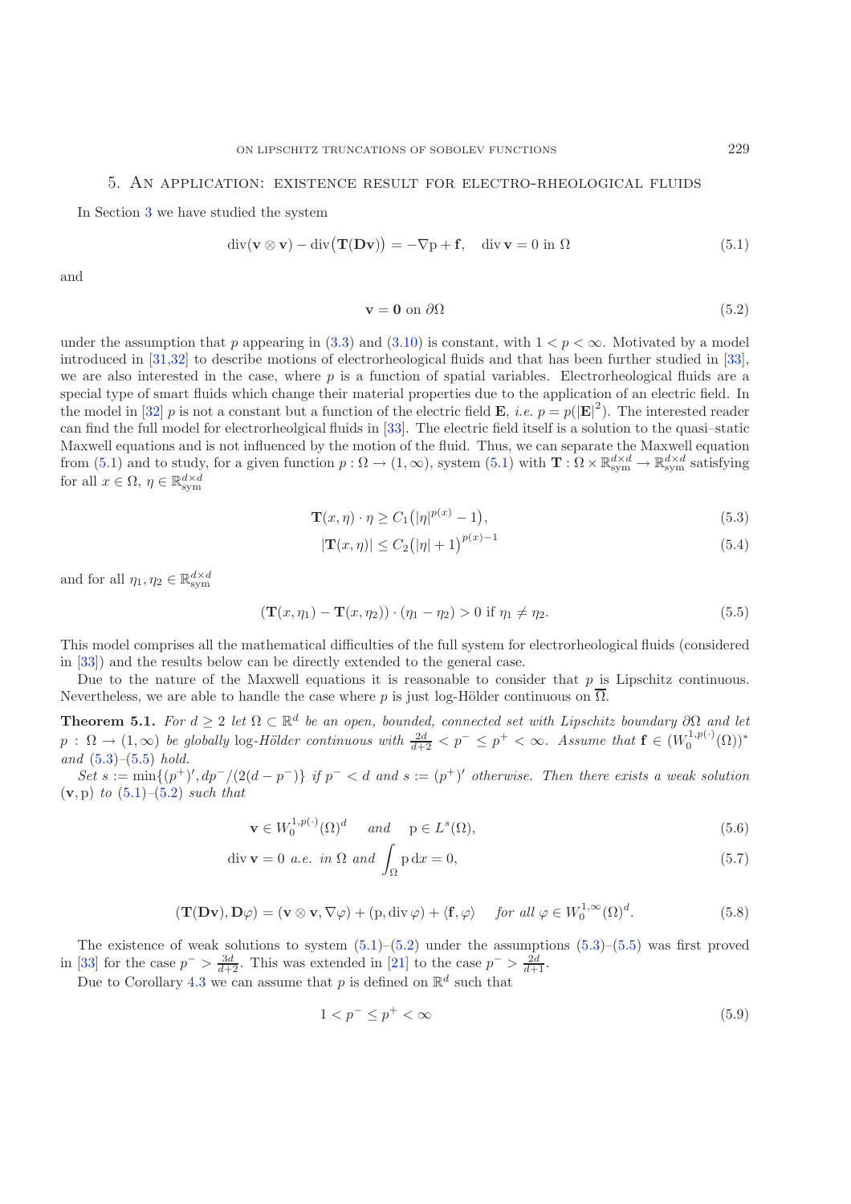## 5. An application: existence result for electro-rheological fluids

In Section 3 we have studied the system

$$\operatorname{div}(\mathbf{v} \otimes \mathbf{v}) - \operatorname{div}\big(\mathbf{T}(\mathbf{D}\mathbf{v})\big) = -\nabla \mathrm{p} + \mathbf{f}, \quad \operatorname{div} \mathbf{v} = 0 \text{ in } \Omega \tag{5.1}$$

and

$$\mathbf{v} = \mathbf{0} \text{ on } \partial\Omega \tag{5.2}$$

under the assumption that $p$ appearing in (3.3) and (3.10) is constant, with $1 < p < \infty$. Motivated by a model introduced in [31,32] to describe motions of electrorheological fluids and that has been further studied in [33], we are also interested in the case, where $p$ is a function of spatial variables. Electrorheological fluids are a special type of smart fluids which change their material properties due to the application of an electric field. In the model in [32] $p$ is not a constant but a function of the electric field $\mathbf{E}$, *i.e.* $p = p(|\mathbf{E}|^2)$. The interested reader can find the full model for electrorheolgical fluids in [33]. The electric field itself is a solution to the quasi–static Maxwell equations and is not influenced by the motion of the fluid. Thus, we can separate the Maxwell equation from (5.1) and to study, for a given function $p : \Omega \to (1, \infty)$, system (5.1) with $\mathbf{T} : \Omega \times \mathbb{R}^{d\times d}_{\text{sym}} \to \mathbb{R}^{d\times d}_{\text{sym}}$ satisfying for all $x \in \Omega$, $\eta \in \mathbb{R}^{d\times d}_{\text{sym}}$

$$\mathbf{T}(x, \eta) \cdot \eta \geq C_1\big(|\eta|^{p(x)} - 1\big), \tag{5.3}$$

$$|\mathbf{T}(x, \eta)| \leq C_2\big(|\eta| + 1\big)^{p(x)-1} \tag{5.4}$$

and for all $\eta_1, \eta_2 \in \mathbb{R}^{d\times d}_{\text{sym}}$

$$(\mathbf{T}(x, \eta_1) - \mathbf{T}(x, \eta_2)) \cdot (\eta_1 - \eta_2) > 0 \text{ if } \eta_1 \neq \eta_2. \tag{5.5}$$

This model comprises all the mathematical difficulties of the full system for electrorheological fluids (considered in [33]) and the results below can be directly extended to the general case.

Due to the nature of the Maxwell equations it is reasonable to consider that $p$ is Lipschitz continuous. Nevertheless, we are able to handle the case where $p$ is just log-Hölder continuous on $\overline{\Omega}$.

**Theorem 5.1.** *For $d \geq 2$ let $\Omega \subset \mathbb{R}^d$ be an open, bounded, connected set with Lipschitz boundary $\partial\Omega$ and let $p : \Omega \to (1, \infty)$ be globally* log*-Hölder continuous with $\frac{2d}{d+2} < p^- \leq p^+ < \infty$. Assume that $\mathbf{f} \in (W^{1,p(\cdot)}_0(\Omega))^*$ and (5.3)–(5.5) hold.*

*Set $s := \min\{(p^+)', dp^-/(2(d - p^-)\}$ if $p^- < d$ and $s := (p^+)'$ otherwise. Then there exists a weak solution $(\mathbf{v}, \mathrm{p})$ to (5.1)–(5.2) such that*

$$\mathbf{v} \in W^{1,p(\cdot)}_0(\Omega)^d \quad \text{ and } \quad \mathrm{p} \in L^s(\Omega), \tag{5.6}$$

$$\operatorname{div} \mathbf{v} = 0 \text{ a.e. in } \Omega \text{ and } \int_\Omega \mathrm{p}\, \mathrm{d}x = 0, \tag{5.7}$$

$$(\mathbf{T}(\mathbf{D}\mathbf{v}), \mathbf{D}\varphi) = (\mathbf{v} \otimes \mathbf{v}, \nabla\varphi) + (\mathrm{p}, \operatorname{div}\varphi) + \langle \mathbf{f}, \varphi\rangle \quad \text{ for all } \varphi \in W^{1,\infty}_0(\Omega)^d. \tag{5.8}$$

The existence of weak solutions to system (5.1)–(5.2) under the assumptions (5.3)–(5.5) was first proved in [33] for the case $p^- > \frac{3d}{d+2}$. This was extended in [21] to the case $p^- > \frac{2d}{d+1}$.

Due to Corollary 4.3 we can assume that $p$ is defined on $\mathbb{R}^d$ such that

$$1 < p^- \leq p^+ < \infty \tag{5.9}$$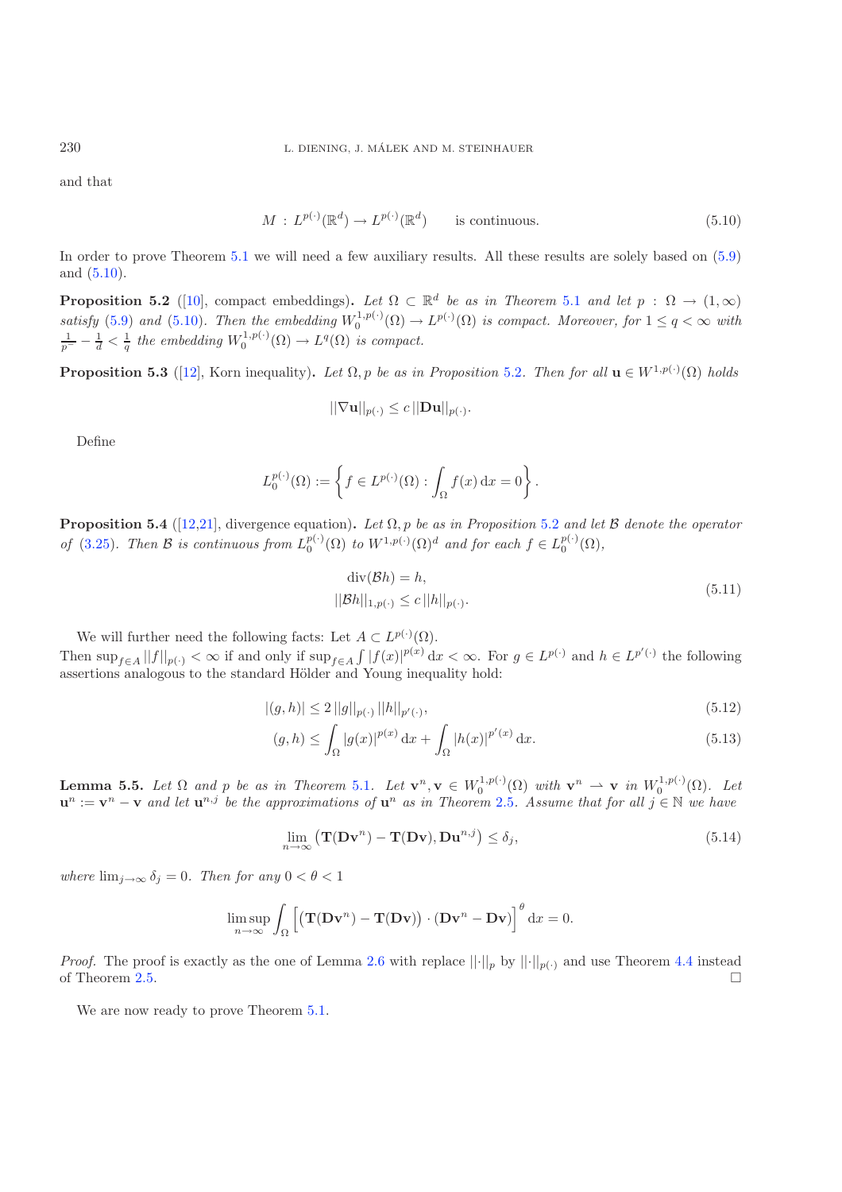and that

$$M : L^{p(\cdot)}(\mathbb{R}^d) \to L^{p(\cdot)}(\mathbb{R}^d) \qquad \text{is continuous.} \tag{5.10}$$

In order to prove Theorem 5.1 we will need a few auxiliary results. All these results are solely based on (5.9) and (5.10).

**Proposition 5.2** ([10], compact embeddings)**.** *Let $\Omega \subset \mathbb{R}^d$ be as in Theorem 5.1 and let $p : \Omega \to (1, \infty)$ satisfy (5.9) and (5.10). Then the embedding $W_0^{1,p(\cdot)}(\Omega) \to L^{p(\cdot)}(\Omega)$ is compact. Moreover, for $1 \leq q < \infty$ with $\frac{1}{p^-} - \frac{1}{d} < \frac{1}{q}$ the embedding $W_0^{1,p(\cdot)}(\Omega) \to L^q(\Omega)$ is compact.*

**Proposition 5.3** ([12], Korn inequality)**.** *Let $\Omega, p$ be as in Proposition 5.2. Then for all $\mathbf{u} \in W^{1,p(\cdot)}(\Omega)$ holds*

$$||\nabla \mathbf{u}||_{p(\cdot)} \leq c\, ||\mathbf{D}\mathbf{u}||_{p(\cdot)}.$$

Define

$$L_0^{p(\cdot)}(\Omega) := \left\{ f \in L^{p(\cdot)}(\Omega) : \int_\Omega f(x)\,\mathrm{d}x = 0 \right\}.$$

**Proposition 5.4** ([12,21], divergence equation)**.** *Let $\Omega, p$ be as in Proposition 5.2 and let $\mathcal{B}$ denote the operator of (3.25). Then $\mathcal{B}$ is continuous from $L_0^{p(\cdot)}(\Omega)$ to $W^{1,p(\cdot)}(\Omega)^d$ and for each $f \in L_0^{p(\cdot)}(\Omega)$,*

$$\begin{aligned} \operatorname{div}(\mathcal{B}h) &= h, \\ ||\mathcal{B}h||_{1,p(\cdot)} &\leq c\, ||h||_{p(\cdot)}. \end{aligned} \tag{5.11}$$

We will further need the following facts: Let $A \subset L^{p(\cdot)}(\Omega)$. Then $\sup_{f \in A} ||f||_{p(\cdot)} < \infty$ if and only if $\sup_{f \in A} \int |f(x)|^{p(x)}\,\mathrm{d}x < \infty$. For $g \in L^{p(\cdot)}$ and $h \in L^{p'(\cdot)}$ the following assertions analogous to the standard Hölder and Young inequality hold:

$$|(g, h)| \leq 2\, ||g||_{p(\cdot)}\, ||h||_{p'(\cdot)}, \tag{5.12}$$

$$(g, h) \leq \int_\Omega |g(x)|^{p(x)}\,\mathrm{d}x + \int_\Omega |h(x)|^{p'(x)}\,\mathrm{d}x. \tag{5.13}$$

**Lemma 5.5.** *Let $\Omega$ and $p$ be as in Theorem 5.1. Let $\mathbf{v}^n, \mathbf{v} \in W_0^{1,p(\cdot)}(\Omega)$ with $\mathbf{v}^n \rightharpoonup \mathbf{v}$ in $W_0^{1,p(\cdot)}(\Omega)$. Let $\mathbf{u}^n := \mathbf{v}^n - \mathbf{v}$ and let $\mathbf{u}^{n,j}$ be the approximations of $\mathbf{u}^n$ as in Theorem 2.5. Assume that for all $j \in \mathbb{N}$ we have*

$$\lim_{n \to \infty} \big(\mathbf{T}(\mathbf{D}\mathbf{v}^n) - \mathbf{T}(\mathbf{D}\mathbf{v}), \mathbf{D}\mathbf{u}^{n,j}\big) \leq \delta_j, \tag{5.14}$$

*where $\lim_{j \to \infty} \delta_j = 0$. Then for any $0 < \theta < 1$*

$$\limsup_{n \to \infty} \int_\Omega \Big[\big(\mathbf{T}(\mathbf{D}\mathbf{v}^n) - \mathbf{T}(\mathbf{D}\mathbf{v})\big) \cdot (\mathbf{D}\mathbf{v}^n - \mathbf{D}\mathbf{v})\Big]^\theta \,\mathrm{d}x = 0.$$

*Proof.* The proof is exactly as the one of Lemma 2.6 with replace $||\cdot||_p$ by $||\cdot||_{p(\cdot)}$ and use Theorem 4.4 instead of Theorem 2.5. $\square$

We are now ready to prove Theorem 5.1.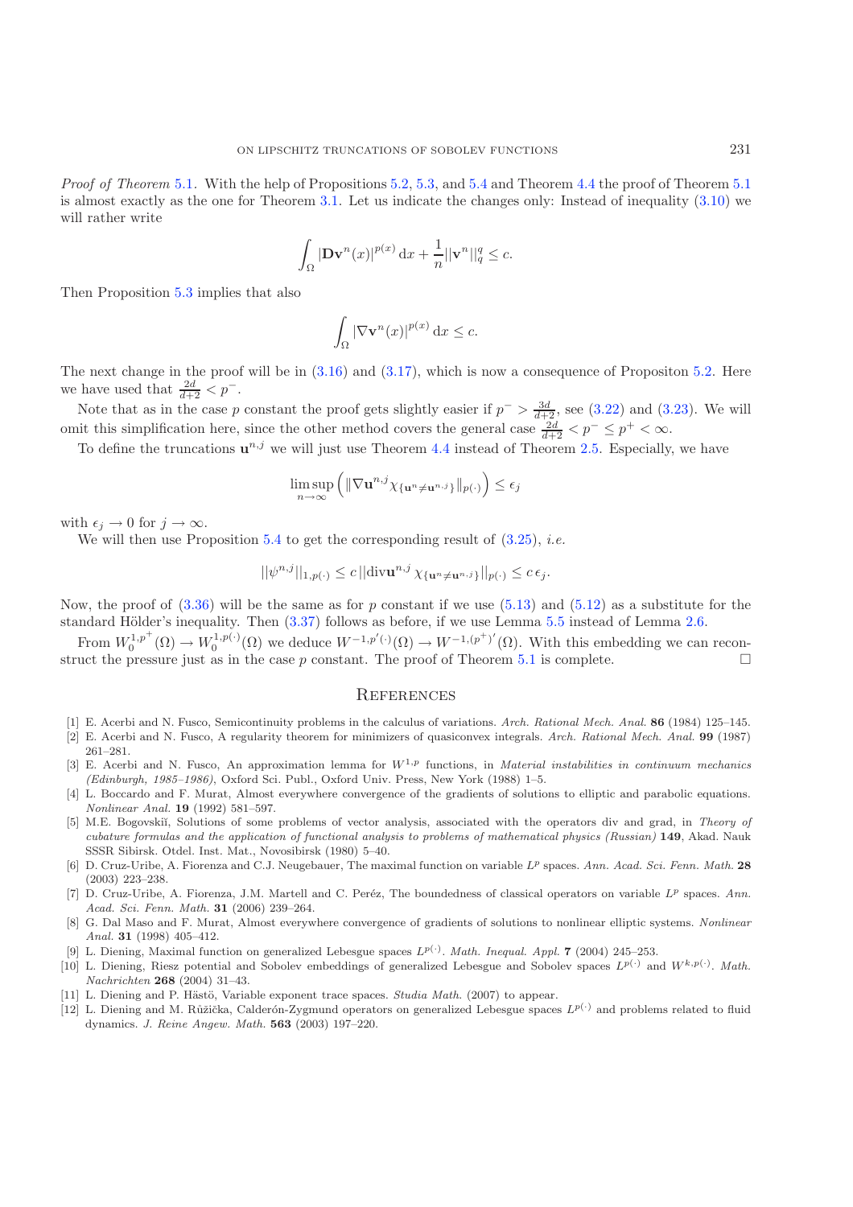*Proof of Theorem* 5.1. With the help of Propositions 5.2, 5.3, and 5.4 and Theorem 4.4 the proof of Theorem 5.1 is almost exactly as the one for Theorem 3.1. Let us indicate the changes only: Instead of inequality (3.10) we will rather write

$$\int_\Omega |\mathbf{D}\mathbf{v}^n(x)|^{p(x)}\,\mathrm{d}x + \frac{1}{n}||\mathbf{v}^n||_q^q \le c.$$

Then Proposition 5.3 implies that also

$$\int_\Omega |\nabla \mathbf{v}^n(x)|^{p(x)}\,\mathrm{d}x \le c.$$

The next change in the proof will be in (3.16) and (3.17), which is now a consequence of Propositon 5.2. Here we have used that $\frac{2d}{d+2} < p^-$.

Note that as in the case $p$ constant the proof gets slightly easier if $p^- > \frac{3d}{d+2}$, see (3.22) and (3.23). We will omit this simplification here, since the other method covers the general case $\frac{2d}{d+2} < p^- \le p^+ < \infty$.

To define the truncations $\mathbf{u}^{n,j}$ we will just use Theorem 4.4 instead of Theorem 2.5. Especially, we have

$$\limsup_{n\to\infty}\Big(\|\nabla \mathbf{u}^{n,j}\chi_{\{\mathbf{u}^n\neq\mathbf{u}^{n,j}\}}\|_{p(\cdot)}\Big) \le \epsilon_j$$

with $\epsilon_j \to 0$ for $j \to \infty$.

We will then use Proposition 5.4 to get the corresponding result of (3.25), *i.e.*

$$||\psi^{n,j}||_{1,p(\cdot)} \le c\,||\mathrm{div}\mathbf{u}^{n,j}\,\chi_{\{\mathbf{u}^n\neq\mathbf{u}^{n,j}\}}||_{p(\cdot)} \le c\,\epsilon_j.$$

Now, the proof of (3.36) will be the same as for $p$ constant if we use (5.13) and (5.12) as a substitute for the standard Hölder's inequality. Then (3.37) follows as before, if we use Lemma 5.5 instead of Lemma 2.6.

From $W_0^{1,p^+}(\Omega) \to W_0^{1,p(\cdot)}(\Omega)$ we deduce $W^{-1,p'(\cdot)}(\Omega) \to W^{-1,(p^+)'}(\Omega)$. With this embedding we can reconstruct the pressure just as in the case $p$ constant. The proof of Theorem 5.1 is complete. □

## References

[1] E. Acerbi and N. Fusco, Semicontinuity problems in the calculus of variations. *Arch. Rational Mech. Anal.* **86** (1984) 125–145.

[2] E. Acerbi and N. Fusco, A regularity theorem for minimizers of quasiconvex integrals. *Arch. Rational Mech. Anal.* **99** (1987) 261–281.

[3] E. Acerbi and N. Fusco, An approximation lemma for $W^{1,p}$ functions, in *Material instabilities in continuum mechanics (Edinburgh, 1985–1986)*, Oxford Sci. Publ., Oxford Univ. Press, New York (1988) 1–5.

[4] L. Boccardo and F. Murat, Almost everywhere convergence of the gradients of solutions to elliptic and parabolic equations. *Nonlinear Anal.* **19** (1992) 581–597.

[5] M.E. Bogovskiĭ, Solutions of some problems of vector analysis, associated with the operators div and grad, in *Theory of cubature formulas and the application of functional analysis to problems of mathematical physics (Russian)* **149**, Akad. Nauk SSSR Sibirsk. Otdel. Inst. Mat., Novosibirsk (1980) 5–40.

[6] D. Cruz-Uribe, A. Fiorenza and C.J. Neugebauer, The maximal function on variable $L^p$ spaces. *Ann. Acad. Sci. Fenn. Math.* **28** (2003) 223–238.

[7] D. Cruz-Uribe, A. Fiorenza, J.M. Martell and C. Peréz, The boundedness of classical operators on variable $L^p$ spaces. *Ann. Acad. Sci. Fenn. Math.* **31** (2006) 239–264.

[8] G. Dal Maso and F. Murat, Almost everywhere convergence of gradients of solutions to nonlinear elliptic systems. *Nonlinear Anal.* **31** (1998) 405–412.

[9] L. Diening, Maximal function on generalized Lebesgue spaces $L^{p(\cdot)}$. *Math. Inequal. Appl.* **7** (2004) 245–253.

[10] L. Diening, Riesz potential and Sobolev embeddings of generalized Lebesgue and Sobolev spaces $L^{p(\cdot)}$ and $W^{k,p(\cdot)}$. *Math. Nachrichten* **268** (2004) 31–43.

[11] L. Diening and P. Hästö, Variable exponent trace spaces. *Studia Math.* (2007) to appear.

[12] L. Diening and M. Růžička, Calderón-Zygmund operators on generalized Lebesgue spaces $L^{p(\cdot)}$ and problems related to fluid dynamics. *J. Reine Angew. Math.* **563** (2003) 197–220.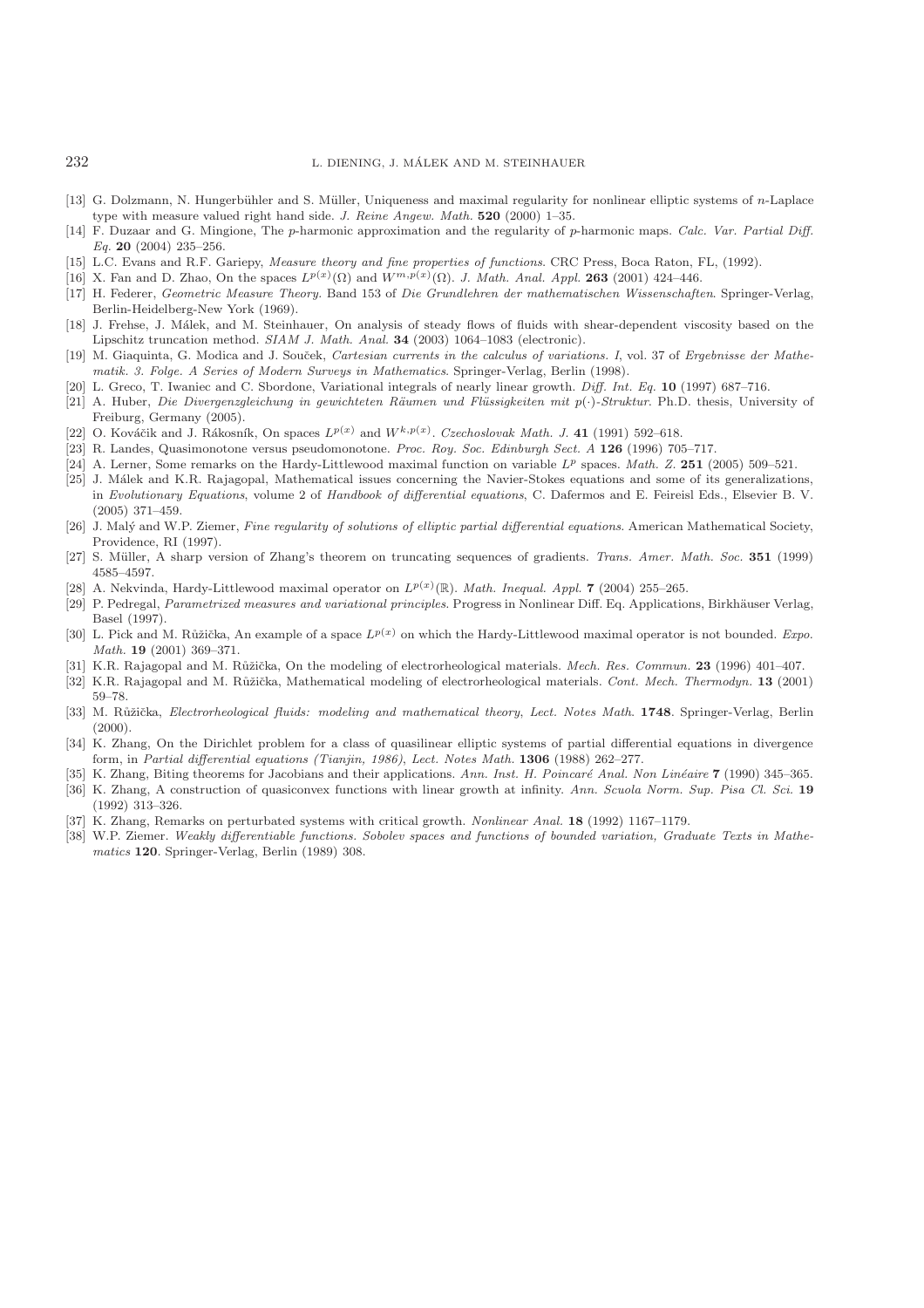[13] G. Dolzmann, N. Hungerbühler and S. Müller, Uniqueness and maximal regularity for nonlinear elliptic systems of $n$-Laplace type with measure valued right hand side. *J. Reine Angew. Math.* **520** (2000) 1–35.

[14] F. Duzaar and G. Mingione, The $p$-harmonic approximation and the regularity of $p$-harmonic maps. *Calc. Var. Partial Diff. Eq.* **20** (2004) 235–256.

[15] L.C. Evans and R.F. Gariepy, *Measure theory and fine properties of functions*. CRC Press, Boca Raton, FL, (1992).

[16] X. Fan and D. Zhao, On the spaces $L^{p(x)}(\Omega)$ and $W^{m,p(x)}(\Omega)$. *J. Math. Anal. Appl.* **263** (2001) 424–446.

[17] H. Federer, *Geometric Measure Theory*. Band 153 of *Die Grundlehren der mathematischen Wissenschaften*. Springer-Verlag, Berlin-Heidelberg-New York (1969).

[18] J. Frehse, J. Málek, and M. Steinhauer, On analysis of steady flows of fluids with shear-dependent viscosity based on the Lipschitz truncation method. *SIAM J. Math. Anal.* **34** (2003) 1064–1083 (electronic).

[19] M. Giaquinta, G. Modica and J. Souček, *Cartesian currents in the calculus of variations. I*, vol. 37 of *Ergebnisse der Mathematik. 3. Folge. A Series of Modern Surveys in Mathematics*. Springer-Verlag, Berlin (1998).

[20] L. Greco, T. Iwaniec and C. Sbordone, Variational integrals of nearly linear growth. *Diff. Int. Eq.* **10** (1997) 687–716.

[21] A. Huber, *Die Divergenzgleichung in gewichteten Räumen und Flüssigkeiten mit $p(\cdot)$-Struktur*. Ph.D. thesis, University of Freiburg, Germany (2005).

[22] O. Kováčik and J. Rákosník, On spaces $L^{p(x)}$ and $W^{k,p(x)}$. *Czechoslovak Math. J.* **41** (1991) 592–618.

[23] R. Landes, Quasimonotone versus pseudomonotone. *Proc. Roy. Soc. Edinburgh Sect. A* **126** (1996) 705–717.

[24] A. Lerner, Some remarks on the Hardy-Littlewood maximal function on variable $L^p$ spaces. *Math. Z.* **251** (2005) 509–521.

[25] J. Málek and K.R. Rajagopal, Mathematical issues concerning the Navier-Stokes equations and some of its generalizations, in *Evolutionary Equations*, volume 2 of *Handbook of differential equations*, C. Dafermos and E. Feireisl Eds., Elsevier B. V. (2005) 371–459.

[26] J. Malý and W.P. Ziemer, *Fine regularity of solutions of elliptic partial differential equations*. American Mathematical Society, Providence, RI (1997).

[27] S. Müller, A sharp version of Zhang's theorem on truncating sequences of gradients. *Trans. Amer. Math. Soc.* **351** (1999) 4585–4597.

[28] A. Nekvinda, Hardy-Littlewood maximal operator on $L^{p(x)}(\mathbb{R})$. *Math. Inequal. Appl.* **7** (2004) 255–265.

[29] P. Pedregal, *Parametrized measures and variational principles*. Progress in Nonlinear Diff. Eq. Applications, Birkhäuser Verlag, Basel (1997).

[30] L. Pick and M. Růžička, An example of a space $L^{p(x)}$ on which the Hardy-Littlewood maximal operator is not bounded. *Expo. Math.* **19** (2001) 369–371.

[31] K.R. Rajagopal and M. Růžička, On the modeling of electrorheological materials. *Mech. Res. Commun.* **23** (1996) 401–407.

[32] K.R. Rajagopal and M. Růžička, Mathematical modeling of electrorheological materials. *Cont. Mech. Thermodyn.* **13** (2001) 59–78.

[33] M. Růžička, *Electrorheological fluids: modeling and mathematical theory*, *Lect. Notes Math.* **1748**. Springer-Verlag, Berlin (2000).

[34] K. Zhang, On the Dirichlet problem for a class of quasilinear elliptic systems of partial differential equations in divergence form, in *Partial differential equations (Tianjin, 1986)*, *Lect. Notes Math.* **1306** (1988) 262–277.

[35] K. Zhang, Biting theorems for Jacobians and their applications. *Ann. Inst. H. Poincaré Anal. Non Linéaire* **7** (1990) 345–365.

[36] K. Zhang, A construction of quasiconvex functions with linear growth at infinity. *Ann. Scuola Norm. Sup. Pisa Cl. Sci.* **19** (1992) 313–326.

[37] K. Zhang, Remarks on perturbated systems with critical growth. *Nonlinear Anal.* **18** (1992) 1167–1179.

[38] W.P. Ziemer. *Weakly differentiable functions. Sobolev spaces and functions of bounded variation, Graduate Texts in Mathematics* **120**. Springer-Verlag, Berlin (1989) 308.